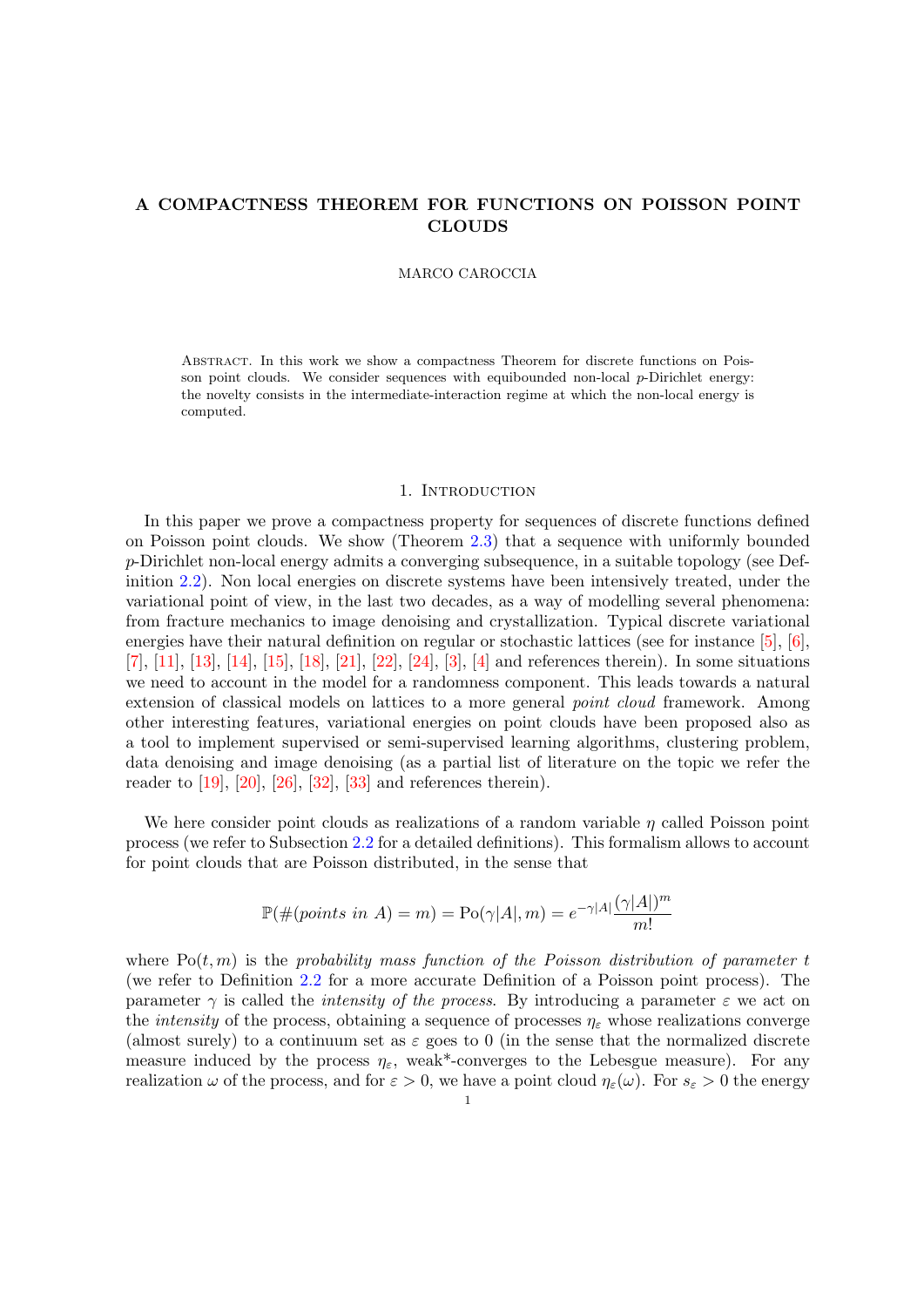# A COMPACTNESS THEOREM FOR FUNCTIONS ON POISSON POINT CLOUDS

MARCO CAROCCIA

Abstract. In this work we show a compactness Theorem for discrete functions on Poisson point clouds. We consider sequences with equibounded non-local $p$-Dirichlet energy: the novelty consists in the intermediate-interaction regime at which the non-local energy is computed.

## 1. Introduction

In this paper we prove a compactness property for sequences of discrete functions defined on Poisson point clouds. We show (Theorem 2.3) that a sequence with uniformly bounded $p$-Dirichlet non-local energy admits a converging subsequence, in a suitable topology (see Definition 2.2). Non local energies on discrete systems have been intensively treated, under the variational point of view, in the last two decades, as a way of modelling several phenomena: from fracture mechanics to image denoising and crystallization. Typical discrete variational energies have their natural definition on regular or stochastic lattices (see for instance [5], [6], [7], [11], [13], [14], [15], [18], [21], [22], [24], [3], [4] and references therein). In some situations we need to account in the model for a randomness component. This leads towards a natural extension of classical models on lattices to a more general *point cloud* framework. Among other interesting features, variational energies on point clouds have been proposed also as a tool to implement supervised or semi-supervised learning algorithms, clustering problem, data denoising and image denoising (as a partial list of literature on the topic we refer the reader to [19], [20], [26], [32], [33] and references therein).

We here consider point clouds as realizations of a random variable $\eta$ called Poisson point process (we refer to Subsection 2.2 for a detailed definitions). This formalism allows to account for point clouds that are Poisson distributed, in the sense that

$$\mathbb{P}(\#(points\ in\ A) = m) = \mathrm{Po}(\gamma|A|, m) = e^{-\gamma|A|}\frac{(\gamma|A|)^m}{m!}$$

where $\mathrm{Po}(t, m)$ is the *probability mass function of the Poisson distribution of parameter $t$* (we refer to Definition 2.2 for a more accurate Definition of a Poisson point process). The parameter $\gamma$ is called the *intensity of the process*. By introducing a parameter $\varepsilon$ we act on the *intensity* of the process, obtaining a sequence of processes $\eta_\varepsilon$ whose realizations converge (almost surely) to a continuum set as $\varepsilon$ goes to 0 (in the sense that the normalized discrete measure induced by the process $\eta_\varepsilon$, weak*-converges to the Lebesgue measure). For any realization $\omega$ of the process, and for $\varepsilon > 0$, we have a point cloud $\eta_\varepsilon(\omega)$. For $s_\varepsilon > 0$ the energy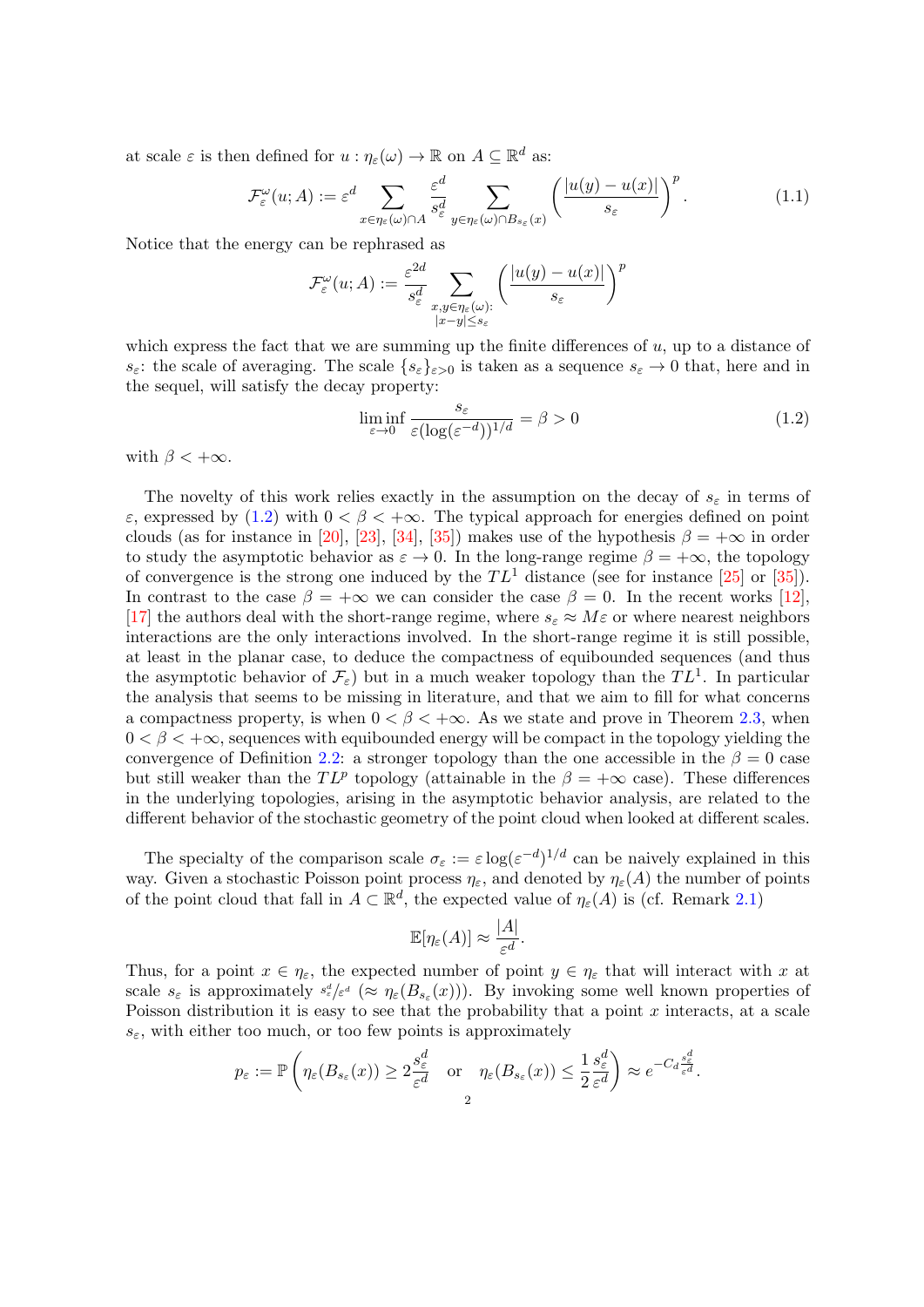at scale $\varepsilon$ is then defined for $u : \eta_\varepsilon(\omega) \to \mathbb{R}$ on $A \subseteq \mathbb{R}^d$ as:

$$\mathcal{F}^\omega_\varepsilon(u; A) := \varepsilon^d \sum_{x \in \eta_\varepsilon(\omega) \cap A} \frac{\varepsilon^d}{s^d_\varepsilon} \sum_{y \in \eta_\varepsilon(\omega) \cap B_{s_\varepsilon}(x)} \left( \frac{|u(y) - u(x)|}{s_\varepsilon} \right)^p. \tag{1.1}$$

Notice that the energy can be rephrased as

$$\mathcal{F}^\omega_\varepsilon(u; A) := \frac{\varepsilon^{2d}}{s^d_\varepsilon} \sum_{\substack{x,y \in \eta_\varepsilon(\omega): \\ |x-y| \leq s_\varepsilon}} \left( \frac{|u(y) - u(x)|}{s_\varepsilon} \right)^p$$

which express the fact that we are summing up the finite differences of $u$, up to a distance of $s_\varepsilon$: the scale of averaging. The scale $\{s_\varepsilon\}_{\varepsilon > 0}$ is taken as a sequence $s_\varepsilon \to 0$ that, here and in the sequel, will satisfy the decay property:

$$\liminf_{\varepsilon \to 0} \frac{s_\varepsilon}{\varepsilon (\log(\varepsilon^{-d}))^{1/d}} = \beta > 0 \tag{1.2}$$

with $\beta < +\infty$.

The novelty of this work relies exactly in the assumption on the decay of $s_\varepsilon$ in terms of $\varepsilon$, expressed by (1.2) with $0 < \beta < +\infty$. The typical approach for energies defined on point clouds (as for instance in [20], [23], [34], [35]) makes use of the hypothesis $\beta = +\infty$ in order to study the asymptotic behavior as $\varepsilon \to 0$. In the long-range regime $\beta = +\infty$, the topology of convergence is the strong one induced by the $TL^1$ distance (see for instance [25] or [35]). In contrast to the case $\beta = +\infty$ we can consider the case $\beta = 0$. In the recent works [12], [17] the authors deal with the short-range regime, where $s_\varepsilon \approx M\varepsilon$ or where nearest neighbors interactions are the only interactions involved. In the short-range regime it is still possible, at least in the planar case, to deduce the compactness of equibounded sequences (and thus the asymptotic behavior of $\mathcal{F}_\varepsilon$) but in a much weaker topology than the $TL^1$. In particular the analysis that seems to be missing in literature, and that we aim to fill for what concerns a compactness property, is when $0 < \beta < +\infty$. As we state and prove in Theorem 2.3, when $0 < \beta < +\infty$, sequences with equibounded energy will be compact in the topology yielding the convergence of Definition 2.2: a stronger topology than the one accessible in the $\beta = 0$ case but still weaker than the $TL^p$ topology (attainable in the $\beta = +\infty$ case). These differences in the underlying topologies, arising in the asymptotic behavior analysis, are related to the different behavior of the stochastic geometry of the point cloud when looked at different scales.

The specialty of the comparison scale $\sigma_\varepsilon := \varepsilon \log(\varepsilon^{-d})^{1/d}$ can be naively explained in this way. Given a stochastic Poisson point process $\eta_\varepsilon$, and denoted by $\eta_\varepsilon(A)$ the number of points of the point cloud that fall in $A \subset \mathbb{R}^d$, the expected value of $\eta_\varepsilon(A)$ is (cf. Remark 2.1)

$$\mathbb{E}[\eta_\varepsilon(A)] \approx \frac{|A|}{\varepsilon^d}.$$

Thus, for a point $x \in \eta_\varepsilon$, the expected number of point $y \in \eta_\varepsilon$ that will interact with $x$ at scale $s_\varepsilon$ is approximately $s^d_\varepsilon/\varepsilon^d$ ($\approx \eta_\varepsilon(B_{s_\varepsilon}(x))$). By invoking some well known properties of Poisson distribution it is easy to see that the probability that a point $x$ interacts, at a scale $s_\varepsilon$, with either too much, or too few points is approximately

$$p_\varepsilon := \mathbb{P}\left( \eta_\varepsilon(B_{s_\varepsilon}(x)) \geq 2\frac{s^d_\varepsilon}{\varepsilon^d} \quad \text{or} \quad \eta_\varepsilon(B_{s_\varepsilon}(x)) \leq \frac{1}{2}\frac{s^d_\varepsilon}{\varepsilon^d} \right) \approx e^{-C_d \frac{s^d_\varepsilon}{\varepsilon^d}}.$$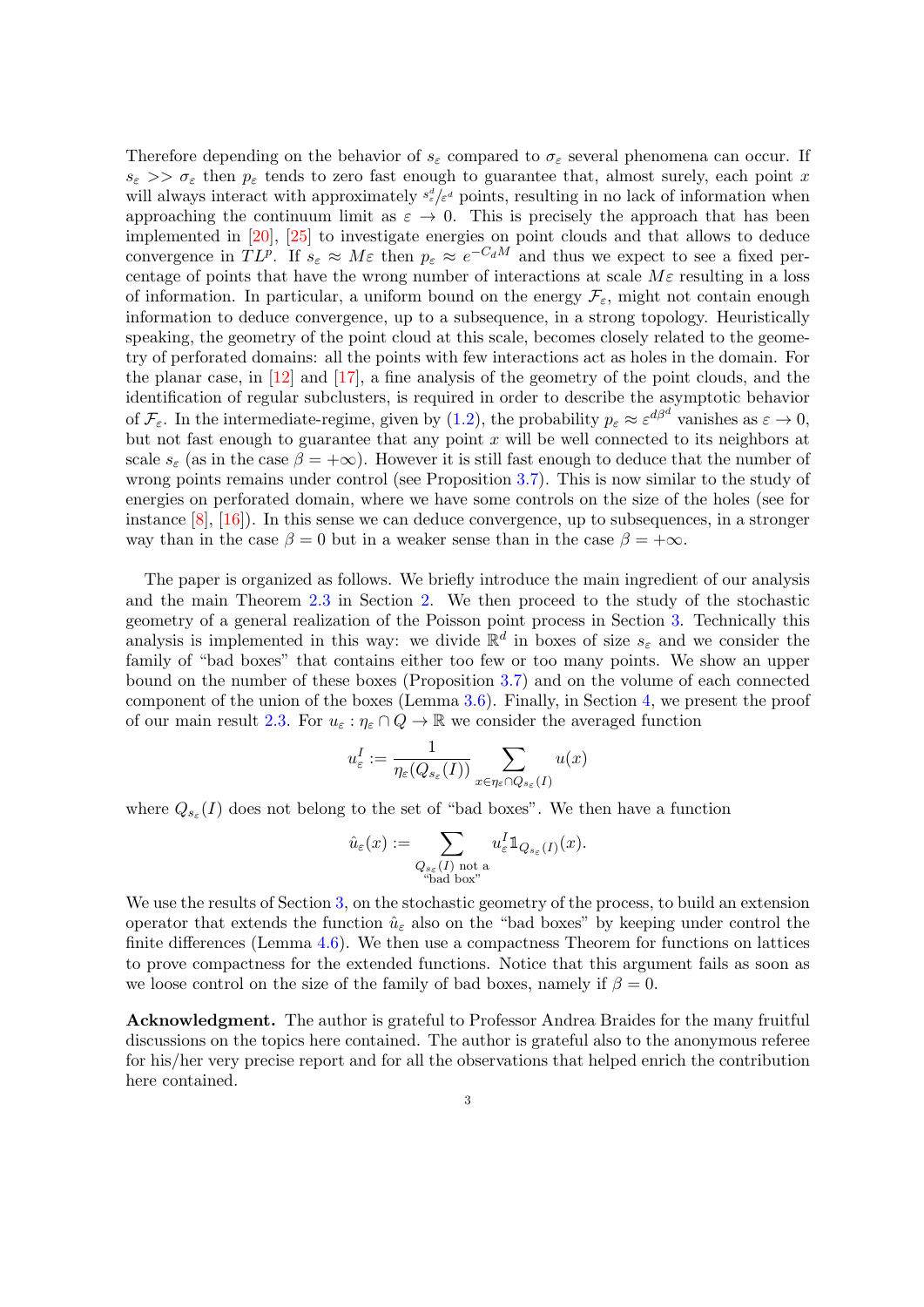Therefore depending on the behavior of $s_\varepsilon$ compared to $\sigma_\varepsilon$ several phenomena can occur. If $s_\varepsilon >> \sigma_\varepsilon$ then $p_\varepsilon$ tends to zero fast enough to guarantee that, almost surely, each point $x$ will always interact with approximately $s_\varepsilon^d/\varepsilon^d$ points, resulting in no lack of information when approaching the continuum limit as $\varepsilon \to 0$. This is precisely the approach that has been implemented in [20], [25] to investigate energies on point clouds and that allows to deduce convergence in $TL^p$. If $s_\varepsilon \approx M\varepsilon$ then $p_\varepsilon \approx e^{-C_d M}$ and thus we expect to see a fixed percentage of points that have the wrong number of interactions at scale $M\varepsilon$ resulting in a loss of information. In particular, a uniform bound on the energy $\mathcal{F}_\varepsilon$, might not contain enough information to deduce convergence, up to a subsequence, in a strong topology. Heuristically speaking, the geometry of the point cloud at this scale, becomes closely related to the geometry of perforated domains: all the points with few interactions act as holes in the domain. For the planar case, in [12] and [17], a fine analysis of the geometry of the point clouds, and the identification of regular subclusters, is required in order to describe the asymptotic behavior of $\mathcal{F}_\varepsilon$. In the intermediate-regime, given by (1.2), the probability $p_\varepsilon \approx \varepsilon^{d\beta^d}$ vanishes as $\varepsilon \to 0$, but not fast enough to guarantee that any point $x$ will be well connected to its neighbors at scale $s_\varepsilon$ (as in the case $\beta = +\infty$). However it is still fast enough to deduce that the number of wrong points remains under control (see Proposition 3.7). This is now similar to the study of energies on perforated domain, where we have some controls on the size of the holes (see for instance [8], [16]). In this sense we can deduce convergence, up to subsequences, in a stronger way than in the case $\beta = 0$ but in a weaker sense than in the case $\beta = +\infty$.

The paper is organized as follows. We briefly introduce the main ingredient of our analysis and the main Theorem 2.3 in Section 2. We then proceed to the study of the stochastic geometry of a general realization of the Poisson point process in Section 3. Technically this analysis is implemented in this way: we divide $\mathbb{R}^d$ in boxes of size $s_\varepsilon$ and we consider the family of "bad boxes" that contains either too few or too many points. We show an upper bound on the number of these boxes (Proposition 3.7) and on the volume of each connected component of the union of the boxes (Lemma 3.6). Finally, in Section 4, we present the proof of our main result 2.3. For $u_\varepsilon : \eta_\varepsilon \cap Q \to \mathbb{R}$ we consider the averaged function

$$u_\varepsilon^I := \frac{1}{\eta_\varepsilon(Q_{s_\varepsilon}(I))} \sum_{x \in \eta_\varepsilon \cap Q_{s_\varepsilon}(I)} u(x)$$

where $Q_{s_\varepsilon}(I)$ does not belong to the set of "bad boxes". We then have a function

$$\hat{u}_\varepsilon(x) := \sum_{\substack{Q_{s_\varepsilon}(I) \text{ not a} \\ \text{"bad box"}}} u_\varepsilon^I \mathbb{1}_{Q_{s_\varepsilon}(I)}(x).$$

We use the results of Section 3, on the stochastic geometry of the process, to build an extension operator that extends the function $\hat{u}_\varepsilon$ also on the "bad boxes" by keeping under control the finite differences (Lemma 4.6). We then use a compactness Theorem for functions on lattices to prove compactness for the extended functions. Notice that this argument fails as soon as we loose control on the size of the family of bad boxes, namely if $\beta = 0$.

**Acknowledgment.** The author is grateful to Professor Andrea Braides for the many fruitful discussions on the topics here contained. The author is grateful also to the anonymous referee for his/her very precise report and for all the observations that helped enrich the contribution here contained.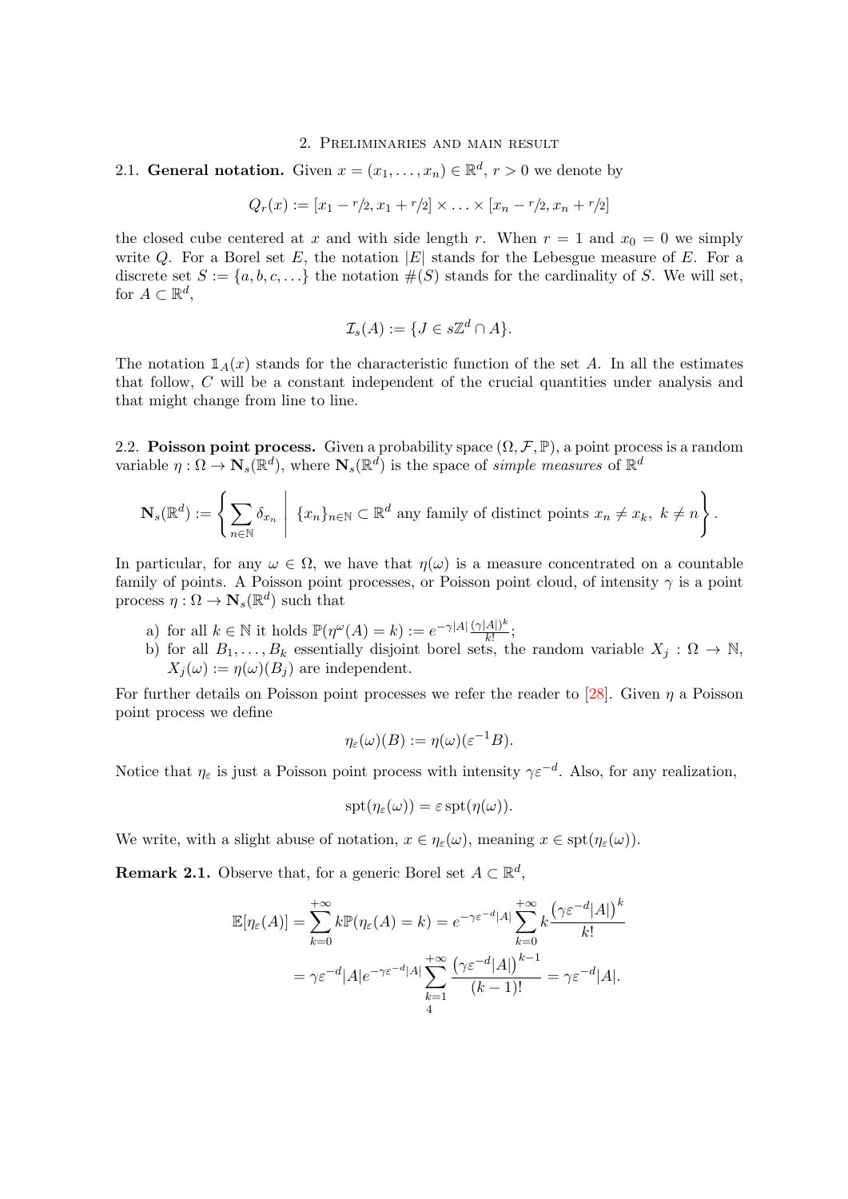## 2. Preliminaries and main result

**2.1. General notation.** Given $x = (x_1, \ldots, x_n) \in \mathbb{R}^d$, $r > 0$ we denote by

$$Q_r(x) := [x_1 - r/2, x_1 + r/2] \times \ldots \times [x_n - r/2, x_n + r/2]$$

the closed cube centered at $x$ and with side length $r$. When $r = 1$ and $x_0 = 0$ we simply write $Q$. For a Borel set $E$, the notation $|E|$ stands for the Lebesgue measure of $E$. For a discrete set $S := \{a, b, c, \ldots\}$ the notation $\#(S)$ stands for the cardinality of $S$. We will set, for $A \subset \mathbb{R}^d$,

$$\mathcal{I}_s(A) := \{J \in s\mathbb{Z}^d \cap A\}.$$

The notation $\mathbb{1}_A(x)$ stands for the characteristic function of the set $A$. In all the estimates that follow, $C$ will be a constant independent of the crucial quantities under analysis and that might change from line to line.

**2.2. Poisson point process.** Given a probability space $(\Omega, \mathcal{F}, \mathbb{P})$, a point process is a random variable $\eta : \Omega \to \mathbf{N}_s(\mathbb{R}^d)$, where $\mathbf{N}_s(\mathbb{R}^d)$ is the space of *simple measures* of $\mathbb{R}^d$

$$\mathbf{N}_s(\mathbb{R}^d) := \left\{ \sum_{n \in \mathbb{N}} \delta_{x_n} \;\middle|\; \{x_n\}_{n \in \mathbb{N}} \subset \mathbb{R}^d \text{ any family of distinct points } x_n \neq x_k,\ k \neq n \right\}.$$

In particular, for any $\omega \in \Omega$, we have that $\eta(\omega)$ is a measure concentrated on a countable family of points. A Poisson point processes, or Poisson point cloud, of intensity $\gamma$ is a point process $\eta : \Omega \to \mathbf{N}_s(\mathbb{R}^d)$ such that

a) for all $k \in \mathbb{N}$ it holds $\mathbb{P}(\eta^\omega(A) = k) := e^{-\gamma|A|} \frac{(\gamma|A|)^k}{k!}$;
b) for all $B_1, \ldots, B_k$ essentially disjoint borel sets, the random variable $X_j : \Omega \to \mathbb{N}$, $X_j(\omega) := \eta(\omega)(B_j)$ are independent.

For further details on Poisson point processes we refer the reader to [28]. Given $\eta$ a Poisson point process we define

$$\eta_\varepsilon(\omega)(B) := \eta(\omega)(\varepsilon^{-1} B).$$

Notice that $\eta_\varepsilon$ is just a Poisson point process with intensity $\gamma \varepsilon^{-d}$. Also, for any realization,

$$\operatorname{spt}(\eta_\varepsilon(\omega)) = \varepsilon \operatorname{spt}(\eta(\omega)).$$

We write, with a slight abuse of notation, $x \in \eta_\varepsilon(\omega)$, meaning $x \in \operatorname{spt}(\eta_\varepsilon(\omega))$.

**Remark 2.1.** Observe that, for a generic Borel set $A \subset \mathbb{R}^d$,

$$\begin{aligned}
\mathbb{E}[\eta_\varepsilon(A)] &= \sum_{k=0}^{+\infty} k \mathbb{P}(\eta_\varepsilon(A) = k) = e^{-\gamma \varepsilon^{-d}|A|} \sum_{k=0}^{+\infty} k \frac{\left(\gamma \varepsilon^{-d}|A|\right)^k}{k!} \\
&= \gamma \varepsilon^{-d}|A| e^{-\gamma \varepsilon^{-d}|A|} \sum_{k=1}^{+\infty} \frac{\left(\gamma \varepsilon^{-d}|A|\right)^{k-1}}{(k-1)!} = \gamma \varepsilon^{-d}|A|.
\end{aligned}$$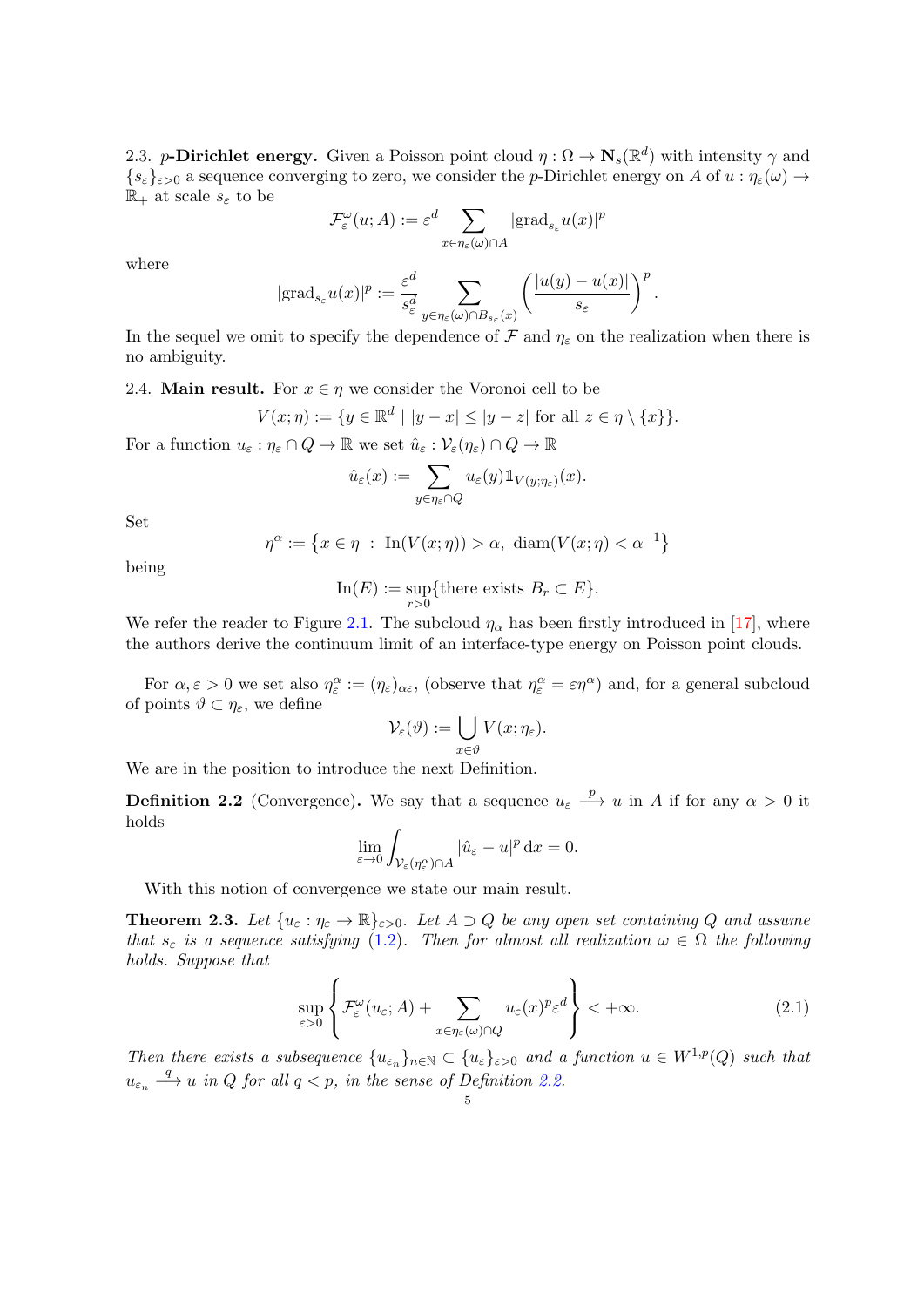2.3. **$p$-Dirichlet energy.** Given a Poisson point cloud $\eta : \Omega \to \mathbf{N}_s(\mathbb{R}^d)$ with intensity $\gamma$ and $\{s_\varepsilon\}_{\varepsilon>0}$ a sequence converging to zero, we consider the $p$-Dirichlet energy on $A$ of $u : \eta_\varepsilon(\omega) \to \mathbb{R}_+$ at scale $s_\varepsilon$ to be

$$\mathcal{F}^\omega_\varepsilon(u; A) := \varepsilon^d \sum_{x\in\eta_\varepsilon(\omega)\cap A} |\mathrm{grad}_{s_\varepsilon} u(x)|^p$$

where

$$|\mathrm{grad}_{s_\varepsilon} u(x)|^p := \frac{\varepsilon^d}{s_\varepsilon^d} \sum_{y\in\eta_\varepsilon(\omega)\cap B_{s_\varepsilon}(x)} \left(\frac{|u(y)-u(x)|}{s_\varepsilon}\right)^p.$$

In the sequel we omit to specify the dependence of $\mathcal{F}$ and $\eta_\varepsilon$ on the realization when there is no ambiguity.

2.4. **Main result.** For $x \in \eta$ we consider the Voronoi cell to be

$$V(x;\eta) := \{y \in \mathbb{R}^d \mid |y-x| \le |y-z| \text{ for all } z \in \eta\setminus\{x\}\}.$$

For a function $u_\varepsilon : \eta_\varepsilon \cap Q \to \mathbb{R}$ we set $\hat{u}_\varepsilon : \mathcal{V}_\varepsilon(\eta_\varepsilon)\cap Q \to \mathbb{R}$

$$\hat{u}_\varepsilon(x) := \sum_{y\in\eta_\varepsilon\cap Q} u_\varepsilon(y)\mathbb{1}_{V(y;\eta_\varepsilon)}(x).$$

Set

$$\eta^\alpha := \left\{x \in \eta \ : \ \mathrm{In}(V(x;\eta)) > \alpha,\ \mathrm{diam}(V(x;\eta) < \alpha^{-1}\right\}$$

being

$$\mathrm{In}(E) := \sup_{r>0}\{\text{there exists } B_r \subset E\}.$$

We refer the reader to Figure 2.1. The subcloud $\eta_\alpha$ has been firstly introduced in [17], where the authors derive the continuum limit of an interface-type energy on Poisson point clouds.

For $\alpha, \varepsilon > 0$ we set also $\eta^\alpha_\varepsilon := (\eta_\varepsilon)_{\alpha\varepsilon}$, (observe that $\eta^\alpha_\varepsilon = \varepsilon\eta^\alpha$) and, for a general subcloud of points $\vartheta \subset \eta_\varepsilon$, we define

$$\mathcal{V}_\varepsilon(\vartheta) := \bigcup_{x\in\vartheta} V(x;\eta_\varepsilon).$$

We are in the position to introduce the next Definition.

**Definition 2.2** (Convergence). We say that a sequence $u_\varepsilon \xrightarrow{\ p\ } u$ in $A$ if for any $\alpha > 0$ it holds

$$\lim_{\varepsilon\to 0}\int_{\mathcal{V}_\varepsilon(\eta^\alpha_\varepsilon)\cap A} |\hat{u}_\varepsilon - u|^p \,\mathrm{d}x = 0.$$

With this notion of convergence we state our main result.

**Theorem 2.3.** *Let $\{u_\varepsilon : \eta_\varepsilon \to \mathbb{R}\}_{\varepsilon>0}$. Let $A \supset Q$ be any open set containing $Q$ and assume that $s_\varepsilon$ is a sequence satisfying (1.2). Then for almost all realization $\omega \in \Omega$ the following holds. Suppose that*

$$\sup_{\varepsilon>0}\left\{\mathcal{F}^\omega_\varepsilon(u_\varepsilon; A) + \sum_{x\in\eta_\varepsilon(\omega)\cap Q} u_\varepsilon(x)^p\varepsilon^d\right\} < +\infty. \tag{2.1}$$

*Then there exists a subsequence $\{u_{\varepsilon_n}\}_{n\in\mathbb{N}} \subset \{u_\varepsilon\}_{\varepsilon>0}$ and a function $u \in W^{1,p}(Q)$ such that $u_{\varepsilon_n} \xrightarrow{\ q\ } u$ in $Q$ for all $q < p$, in the sense of Definition 2.2.*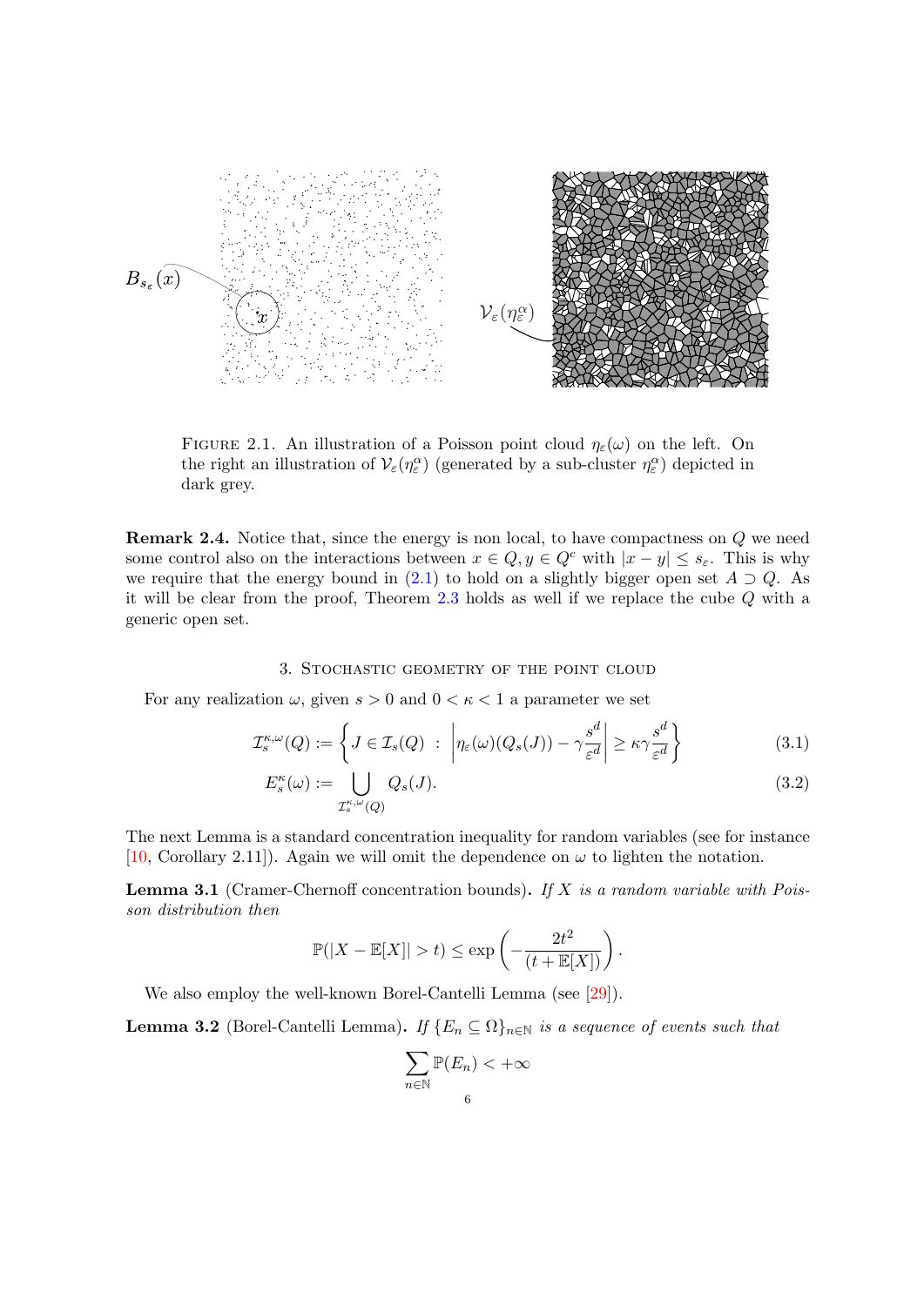FIGURE 2.1. An illustration of a Poisson point cloud $\eta_\varepsilon(\omega)$ on the left. On the right an illustration of $\mathcal{V}_\varepsilon(\eta_\varepsilon^\alpha)$ (generated by a sub-cluster $\eta_\varepsilon^\alpha$) depicted in dark grey.

**Remark 2.4.** Notice that, since the energy is non local, to have compactness on $Q$ we need some control also on the interactions between $x \in Q, y \in Q^c$ with $|x - y| \le s_\varepsilon$. This is why we require that the energy bound in (2.1) to hold on a slightly bigger open set $A \supset Q$. As it will be clear from the proof, Theorem 2.3 holds as well if we replace the cube $Q$ with a generic open set.

## 3. Stochastic geometry of the point cloud

For any realization $\omega$, given $s > 0$ and $0 < \kappa < 1$ a parameter we set

$$\mathcal{I}_s^{\kappa,\omega}(Q) := \left\{ J \in \mathcal{I}_s(Q) \ : \ \left| \eta_\varepsilon(\omega)(Q_s(J)) - \gamma \frac{s^d}{\varepsilon^d} \right| \ge \kappa \gamma \frac{s^d}{\varepsilon^d} \right\} \tag{3.1}$$

$$E_s^\kappa(\omega) := \bigcup_{\mathcal{I}_s^{\kappa,\omega}(Q)} Q_s(J). \tag{3.2}$$

The next Lemma is a standard concentration inequality for random variables (see for instance [10, Corollary 2.11]). Again we will omit the dependence on $\omega$ to lighten the notation.

**Lemma 3.1** (Cramer-Chernoff concentration bounds)**.** *If $X$ is a random variable with Poisson distribution then*

$$\mathbb{P}(|X - \mathbb{E}[X]| > t) \le \exp\left(-\frac{2t^2}{(t + \mathbb{E}[X])}\right).$$

We also employ the well-known Borel-Cantelli Lemma (see [29]).

**Lemma 3.2** (Borel-Cantelli Lemma)**.** *If $\{E_n \subseteq \Omega\}_{n\in\mathbb{N}}$ is a sequence of events such that*

$$\sum_{n\in\mathbb{N}} \mathbb{P}(E_n) < +\infty$$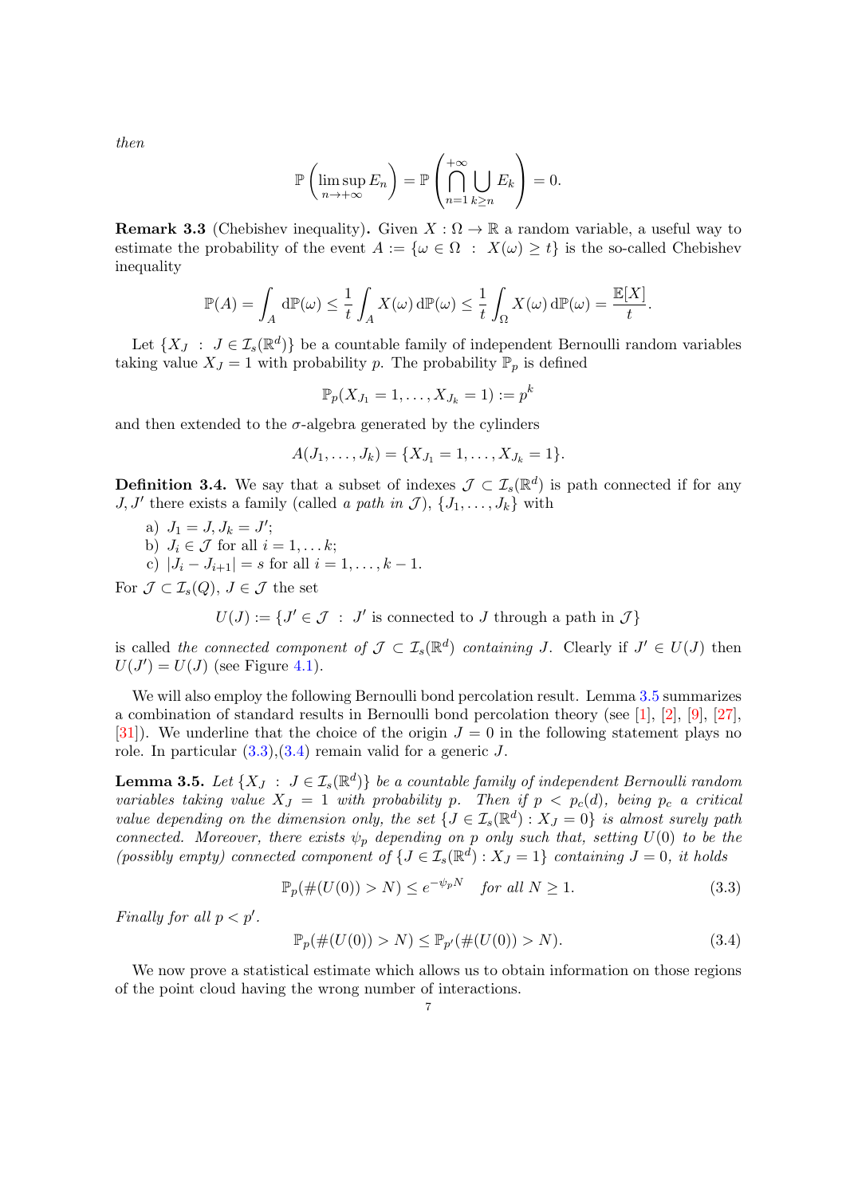*then*

$$\mathbb{P}\left(\limsup_{n\to+\infty} E_n\right) = \mathbb{P}\left(\bigcap_{n=1}^{+\infty}\bigcup_{k\geq n} E_k\right) = 0.$$

**Remark 3.3** (Chebishev inequality)**.** Given $X : \Omega \to \mathbb{R}$ a random variable, a useful way to estimate the probability of the event $A := \{\omega \in \Omega \;:\; X(\omega) \geq t\}$ is the so-called Chebishev inequality

$$\mathbb{P}(A) = \int_A \mathrm{d}\mathbb{P}(\omega) \leq \frac{1}{t}\int_A X(\omega)\,\mathrm{d}\mathbb{P}(\omega) \leq \frac{1}{t}\int_\Omega X(\omega)\,\mathrm{d}\mathbb{P}(\omega) = \frac{\mathbb{E}[X]}{t}.$$

Let $\{X_J \;:\; J \in \mathcal{I}_s(\mathbb{R}^d)\}$ be a countable family of independent Bernoulli random variables taking value $X_J = 1$ with probability $p$. The probability $\mathbb{P}_p$ is defined

$$\mathbb{P}_p(X_{J_1} = 1, \dots, X_{J_k} = 1) := p^k$$

and then extended to the $\sigma$-algebra generated by the cylinders

$$A(J_1, \dots, J_k) = \{X_{J_1} = 1, \dots, X_{J_k} = 1\}.$$

**Definition 3.4.** We say that a subset of indexes $\mathcal{J} \subset \mathcal{I}_s(\mathbb{R}^d)$ is path connected if for any $J, J'$ there exists a family (called *a path in* $\mathcal{J}$), $\{J_1, \dots, J_k\}$ with

a) $J_1 = J, J_k = J'$;
b) $J_i \in \mathcal{J}$ for all $i = 1, \dots k$;
c) $|J_i - J_{i+1}| = s$ for all $i = 1, \dots, k-1$.

For $\mathcal{J} \subset \mathcal{I}_s(Q)$, $J \in \mathcal{J}$ the set

$$U(J) := \{J' \in \mathcal{J} \;:\; J' \text{ is connected to } J \text{ through a path in } \mathcal{J}\}$$

is called *the connected component of* $\mathcal{J} \subset \mathcal{I}_s(\mathbb{R}^d)$ *containing* $J$. Clearly if $J' \in U(J)$ then $U(J') = U(J)$ (see Figure 4.1).

We will also employ the following Bernoulli bond percolation result. Lemma 3.5 summarizes a combination of standard results in Bernoulli bond percolation theory (see [1], [2], [9], [27], [31]). We underline that the choice of the origin $J = 0$ in the following statement plays no role. In particular (3.3),(3.4) remain valid for a generic $J$.

**Lemma 3.5.** *Let* $\{X_J \;:\; J \in \mathcal{I}_s(\mathbb{R}^d)\}$ *be a countable family of independent Bernoulli random variables taking value* $X_J = 1$ *with probability* $p$*. Then if* $p < p_c(d)$*, being* $p_c$ *a critical value depending on the dimension only, the set* $\{J \in \mathcal{I}_s(\mathbb{R}^d) : X_J = 0\}$ *is almost surely path connected. Moreover, there exists* $\psi_p$ *depending on* $p$ *only such that, setting* $U(0)$ *to be the (possibly empty) connected component of* $\{J \in \mathcal{I}_s(\mathbb{R}^d) : X_J = 1\}$ *containing* $J = 0$*, it holds*

$$\mathbb{P}_p(\#(U(0)) > N) \leq e^{-\psi_p N} \quad \text{for all } N \geq 1. \tag{3.3}$$

*Finally for all* $p < p'$.

$$\mathbb{P}_p(\#(U(0)) > N) \leq \mathbb{P}_{p'}(\#(U(0)) > N). \tag{3.4}$$

We now prove a statistical estimate which allows us to obtain information on those regions of the point cloud having the wrong number of interactions.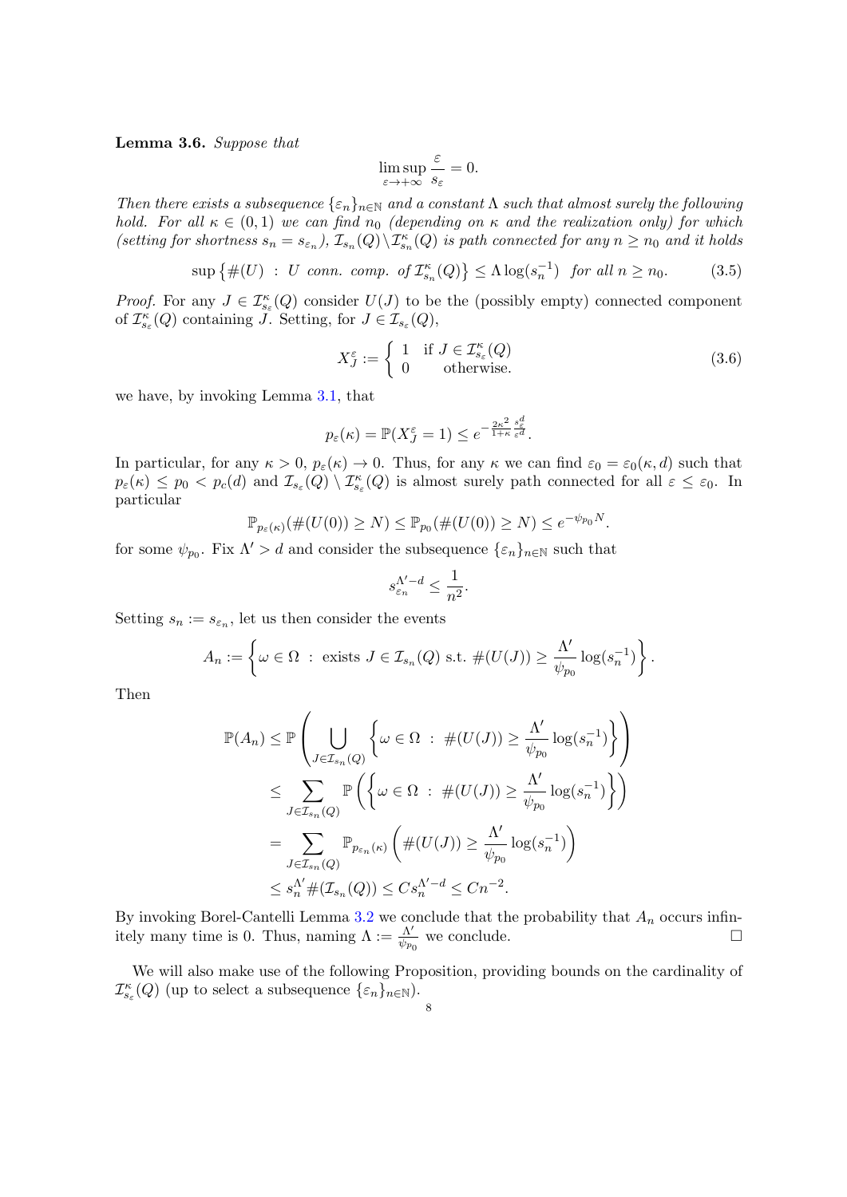**Lemma 3.6.** *Suppose that*

$$\limsup_{\varepsilon \to +\infty} \frac{\varepsilon}{s_\varepsilon} = 0.$$

*Then there exists a subsequence $\{\varepsilon_n\}_{n\in\mathbb{N}}$ and a constant $\Lambda$ such that almost surely the following hold. For all $\kappa \in (0,1)$ we can find $n_0$ (depending on $\kappa$ and the realization only) for which (setting for shortness $s_n = s_{\varepsilon_n}$), $\mathcal{I}_{s_n}(Q)\backslash \mathcal{I}^\kappa_{s_n}(Q)$ is path connected for any $n \geq n_0$ and it holds*

$$\sup\left\{\#(U) \ : \ U \text{ conn. comp. of } \mathcal{I}^\kappa_{s_n}(Q)\right\} \leq \Lambda \log(s_n^{-1}) \quad \text{for all } n \geq n_0. \tag{3.5}$$

*Proof.* For any $J \in \mathcal{I}^\kappa_{s_\varepsilon}(Q)$ consider $U(J)$ to be the (possibly empty) connected component of $\mathcal{I}^\kappa_{s_\varepsilon}(Q)$ containing $J$. Setting, for $J \in \mathcal{I}_{s_\varepsilon}(Q)$,

$$X^\varepsilon_J := \begin{cases} 1 & \text{if } J \in \mathcal{I}^\kappa_{s_\varepsilon}(Q) \\ 0 & \text{otherwise.} \end{cases} \tag{3.6}$$

we have, by invoking Lemma 3.1, that

$$p_\varepsilon(\kappa) = \mathbb{P}(X^\varepsilon_J = 1) \leq e^{-\frac{2\kappa^2}{1+\kappa}\frac{s^d_\varepsilon}{\varepsilon^d}}.$$

In particular, for any $\kappa > 0$, $p_\varepsilon(\kappa) \to 0$. Thus, for any $\kappa$ we can find $\varepsilon_0 = \varepsilon_0(\kappa, d)$ such that $p_\varepsilon(\kappa) \leq p_0 < p_c(d)$ and $\mathcal{I}_{s_\varepsilon}(Q) \setminus \mathcal{I}^\kappa_{s_\varepsilon}(Q)$ is almost surely path connected for all $\varepsilon \leq \varepsilon_0$. In particular

$$\mathbb{P}_{p_\varepsilon(\kappa)}(\#(U(0)) \geq N) \leq \mathbb{P}_{p_0}(\#(U(0)) \geq N) \leq e^{-\psi_{p_0} N}.$$

for some $\psi_{p_0}$. Fix $\Lambda' > d$ and consider the subsequence $\{\varepsilon_n\}_{n\in\mathbb{N}}$ such that

$$s^{\Lambda'-d}_{\varepsilon_n} \leq \frac{1}{n^2}.$$

Setting $s_n := s_{\varepsilon_n}$, let us then consider the events

$$A_n := \left\{\omega \in \Omega \ : \ \text{exists } J \in \mathcal{I}_{s_n}(Q) \text{ s.t. } \#(U(J)) \geq \frac{\Lambda'}{\psi_{p_0}} \log(s_n^{-1})\right\}.$$

Then

$$\begin{aligned}
\mathbb{P}(A_n) &\leq \mathbb{P}\left(\bigcup_{J\in\mathcal{I}_{s_n}(Q)} \left\{\omega \in \Omega \ : \ \#(U(J)) \geq \frac{\Lambda'}{\psi_{p_0}}\log(s_n^{-1})\right\}\right) \\
&\leq \sum_{J\in\mathcal{I}_{s_n}(Q)} \mathbb{P}\left(\left\{\omega \in \Omega \ : \ \#(U(J)) \geq \frac{\Lambda'}{\psi_{p_0}}\log(s_n^{-1})\right\}\right) \\
&= \sum_{J\in\mathcal{I}_{s_n}(Q)} \mathbb{P}_{p_{\varepsilon_n}(\kappa)}\left(\#(U(J)) \geq \frac{\Lambda'}{\psi_{p_0}}\log(s_n^{-1})\right) \\
&\leq s_n^{\Lambda'} \#(\mathcal{I}_{s_n}(Q)) \leq C s_n^{\Lambda'-d} \leq C n^{-2}.
\end{aligned}$$

By invoking Borel-Cantelli Lemma 3.2 we conclude that the probability that $A_n$ occurs infinitely many time is 0. Thus, naming $\Lambda := \frac{\Lambda'}{\psi_{p_0}}$ we conclude. $\square$

We will also make use of the following Proposition, providing bounds on the cardinality of $\mathcal{I}^\kappa_{s_\varepsilon}(Q)$ (up to select a subsequence $\{\varepsilon_n\}_{n\in\mathbb{N}}$).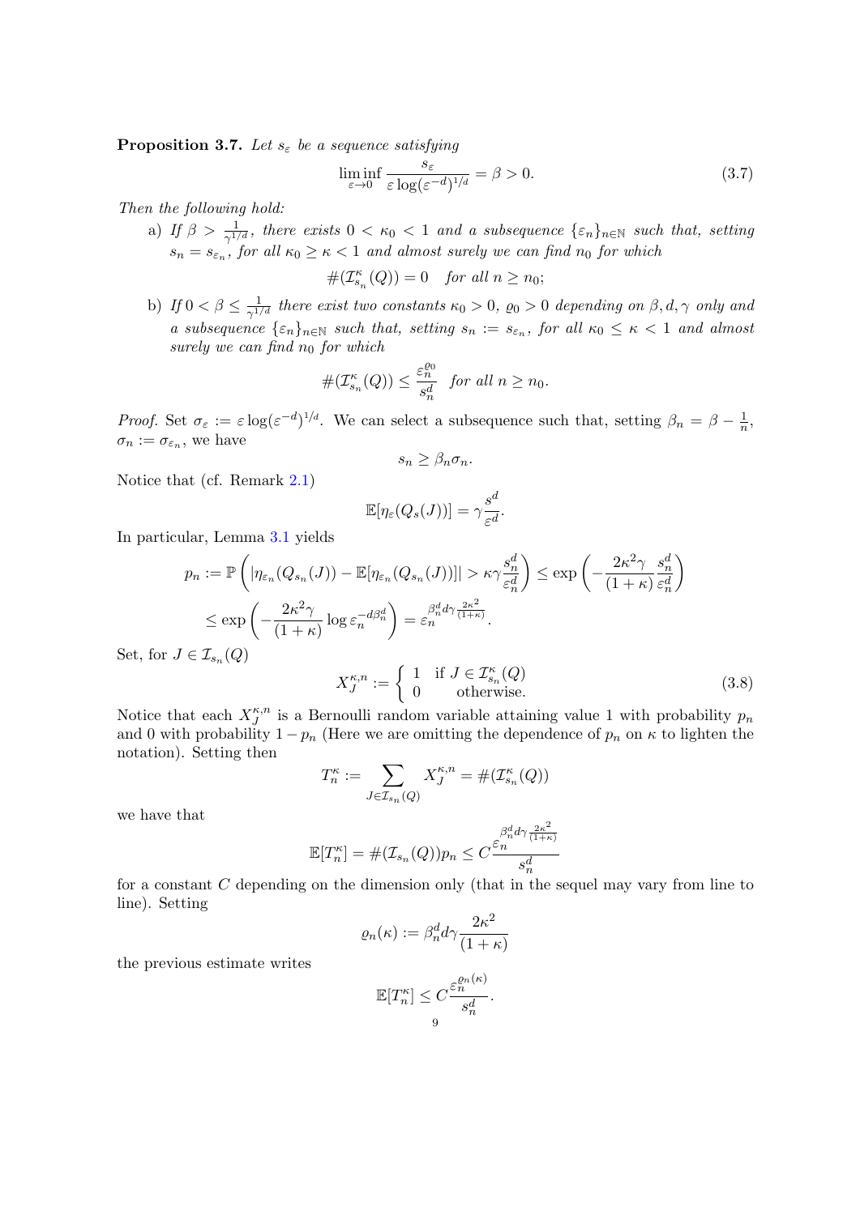**Proposition 3.7.** *Let $s_\varepsilon$ be a sequence satisfying*

$$\liminf_{\varepsilon \to 0} \frac{s_\varepsilon}{\varepsilon \log(\varepsilon^{-d})^{1/d}} = \beta > 0. \tag{3.7}$$

*Then the following hold:*

a) *If $\beta > \frac{1}{\gamma^{1/d}}$, there exists $0 < \kappa_0 < 1$ and a subsequence $\{\varepsilon_n\}_{n\in\mathbb{N}}$ such that, setting $s_n = s_{\varepsilon_n}$, for all $\kappa_0 \geq \kappa < 1$ and almost surely we can find $n_0$ for which*

$$\#(\mathcal{I}^\kappa_{s_n}(Q)) = 0 \quad \text{for all } n \geq n_0;$$

b) *If $0 < \beta \leq \frac{1}{\gamma^{1/d}}$ there exist two constants $\kappa_0 > 0$, $\varrho_0 > 0$ depending on $\beta, d, \gamma$ only and a subsequence $\{\varepsilon_n\}_{n\in\mathbb{N}}$ such that, setting $s_n := s_{\varepsilon_n}$, for all $\kappa_0 \leq \kappa < 1$ and almost surely we can find $n_0$ for which*

$$\#(\mathcal{I}^\kappa_{s_n}(Q)) \leq \frac{\varepsilon_n^{\varrho_0}}{s_n^d} \quad \text{for all } n \geq n_0.$$

*Proof.* Set $\sigma_\varepsilon := \varepsilon \log(\varepsilon^{-d})^{1/d}$. We can select a subsequence such that, setting $\beta_n = \beta - \frac{1}{n}$, $\sigma_n := \sigma_{\varepsilon_n}$, we have

$$s_n \geq \beta_n \sigma_n.$$

Notice that (cf. Remark 2.1)

$$\mathbb{E}[\eta_\varepsilon(Q_s(J))] = \gamma \frac{s^d}{\varepsilon^d}.$$

In particular, Lemma 3.1 yields

$$\begin{aligned}
p_n &:= \mathbb{P}\left( |\eta_{\varepsilon_n}(Q_{s_n}(J)) - \mathbb{E}[\eta_{\varepsilon_n}(Q_{s_n}(J))]| > \kappa\gamma \frac{s_n^d}{\varepsilon_n^d} \right) \leq \exp\left( -\frac{2\kappa^2\gamma}{(1+\kappa)} \frac{s_n^d}{\varepsilon_n^d} \right) \\
&\leq \exp\left( -\frac{2\kappa^2\gamma}{(1+\kappa)} \log \varepsilon_n^{-d\beta_n^d} \right) = \varepsilon_n^{\beta_n^d d\gamma \frac{2\kappa^2}{(1+\kappa)}}.
\end{aligned}$$

Set, for $J \in \mathcal{I}_{s_n}(Q)$

$$X_J^{\kappa,n} := \begin{cases} 1 & \text{if } J \in \mathcal{I}^\kappa_{s_n}(Q) \\ 0 & \text{otherwise.} \end{cases} \tag{3.8}$$

Notice that each $X_J^{\kappa,n}$ is a Bernoulli random variable attaining value 1 with probability $p_n$ and 0 with probability $1 - p_n$ (Here we are omitting the dependence of $p_n$ on $\kappa$ to lighten the notation). Setting then

$$T_n^\kappa := \sum_{J \in \mathcal{I}_{s_n}(Q)} X_J^{\kappa,n} = \#(\mathcal{I}^\kappa_{s_n}(Q))$$

we have that

$$\mathbb{E}[T_n^\kappa] = \#(\mathcal{I}_{s_n}(Q)) p_n \leq C \frac{\varepsilon_n^{\beta_n^d d\gamma \frac{2\kappa^2}{(1+\kappa)}}}{s_n^d}$$

for a constant $C$ depending on the dimension only (that in the sequel may vary from line to line). Setting

$$\varrho_n(\kappa) := \beta_n^d d\gamma \frac{2\kappa^2}{(1+\kappa)}$$

the previous estimate writes

$$\mathbb{E}[T_n^\kappa] \leq C \frac{\varepsilon_n^{\varrho_n(\kappa)}}{s_n^d}.$$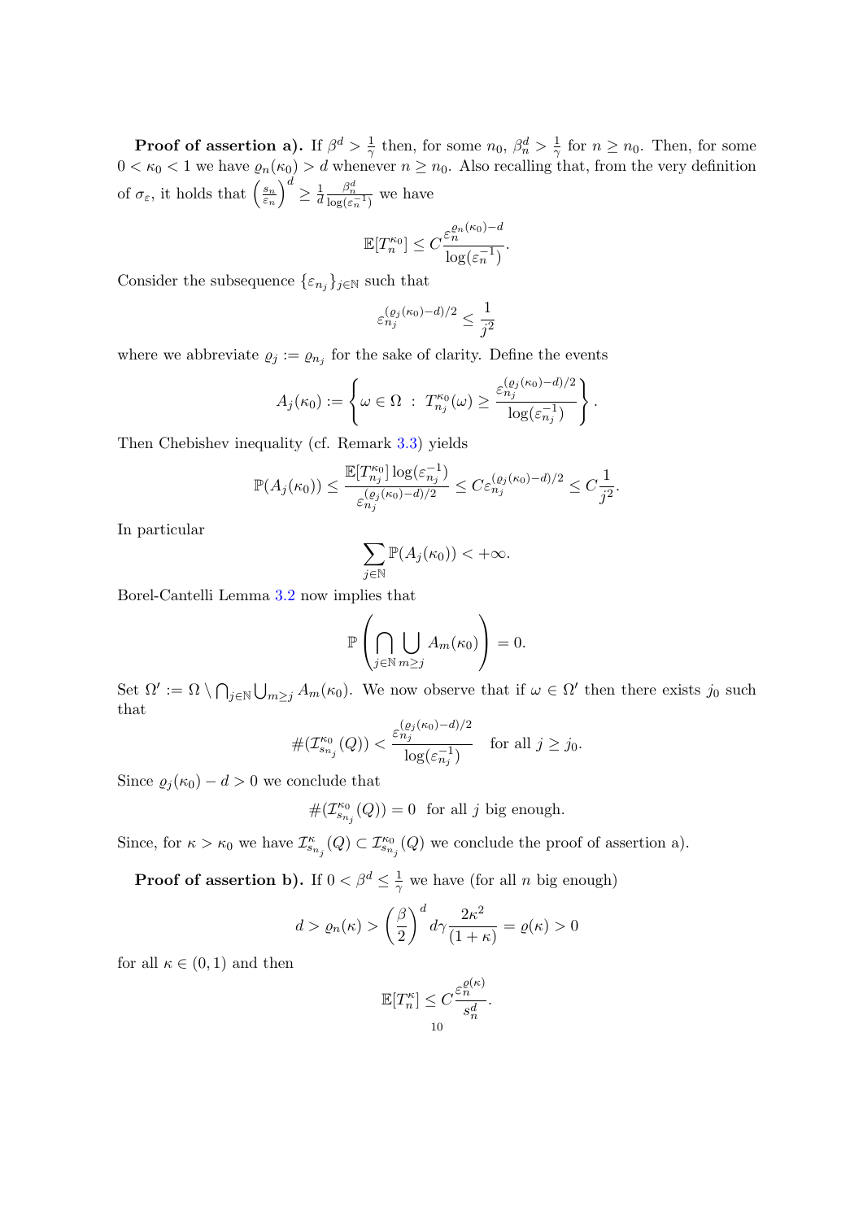**Proof of assertion a).** If $\beta^d > \frac{1}{\gamma}$ then, for some $n_0$, $\beta_n^d > \frac{1}{\gamma}$ for $n \geq n_0$. Then, for some $0 < \kappa_0 < 1$ we have $\varrho_n(\kappa_0) > d$ whenever $n \geq n_0$. Also recalling that, from the very definition of $\sigma_\varepsilon$, it holds that $\left(\frac{s_n}{\varepsilon_n}\right)^d \geq \frac{1}{d}\frac{\beta_n^d}{\log(\varepsilon_n^{-1})}$ we have

$$\mathbb{E}[T_n^{\kappa_0}] \leq C\frac{\varepsilon_n^{\varrho_n(\kappa_0)-d}}{\log(\varepsilon_n^{-1})}.$$

Consider the subsequence $\{\varepsilon_{n_j}\}_{j\in\mathbb{N}}$ such that

$$\varepsilon_{n_j}^{(\varrho_j(\kappa_0)-d)/2} \leq \frac{1}{j^2}$$

where we abbreviate $\varrho_j := \varrho_{n_j}$ for the sake of clarity. Define the events

$$A_j(\kappa_0) := \left\{\omega \in \Omega \ : \ T_{n_j}^{\kappa_0}(\omega) \geq \frac{\varepsilon_{n_j}^{(\varrho_j(\kappa_0)-d)/2}}{\log(\varepsilon_{n_j}^{-1})}\right\}.$$

Then Chebishev inequality (cf. Remark 3.3) yields

$$\mathbb{P}(A_j(\kappa_0)) \leq \frac{\mathbb{E}[T_{n_j}^{\kappa_0}]\log(\varepsilon_{n_j}^{-1})}{\varepsilon_{n_j}^{(\varrho_j(\kappa_0)-d)/2}} \leq C\varepsilon_{n_j}^{(\varrho_j(\kappa_0)-d)/2} \leq C\frac{1}{j^2}.$$

In particular

$$\sum_{j\in\mathbb{N}}\mathbb{P}(A_j(\kappa_0)) < +\infty.$$

Borel-Cantelli Lemma 3.2 now implies that

$$\mathbb{P}\left(\bigcap_{j\in\mathbb{N}}\bigcup_{m\geq j}A_m(\kappa_0)\right) = 0.$$

Set $\Omega' := \Omega \setminus \bigcap_{j\in\mathbb{N}}\bigcup_{m\geq j}A_m(\kappa_0)$. We now observe that if $\omega \in \Omega'$ then there exists $j_0$ such that

$$\#(\mathcal{I}_{s_{n_j}}^{\kappa_0}(Q)) < \frac{\varepsilon_{n_j}^{(\varrho_j(\kappa_0)-d)/2}}{\log(\varepsilon_{n_j}^{-1})} \quad \text{for all } j \geq j_0.$$

Since $\varrho_j(\kappa_0) - d > 0$ we conclude that

$$\#(\mathcal{I}_{s_{n_j}}^{\kappa_0}(Q)) = 0 \ \text{ for all } j \text{ big enough.}$$

Since, for $\kappa > \kappa_0$ we have $\mathcal{I}_{s_{n_j}}^{\kappa}(Q) \subset \mathcal{I}_{s_{n_j}}^{\kappa_0}(Q)$ we conclude the proof of assertion a).

**Proof of assertion b).** If $0 < \beta^d \leq \frac{1}{\gamma}$ we have (for all $n$ big enough)

$$d > \varrho_n(\kappa) > \left(\frac{\beta}{2}\right)^d d\gamma\frac{2\kappa^2}{(1+\kappa)} = \varrho(\kappa) > 0$$

for all $\kappa \in (0,1)$ and then

$$\mathbb{E}[T_n^{\kappa}] \leq C\frac{\varepsilon_n^{\varrho(\kappa)}}{s_n^d}.$$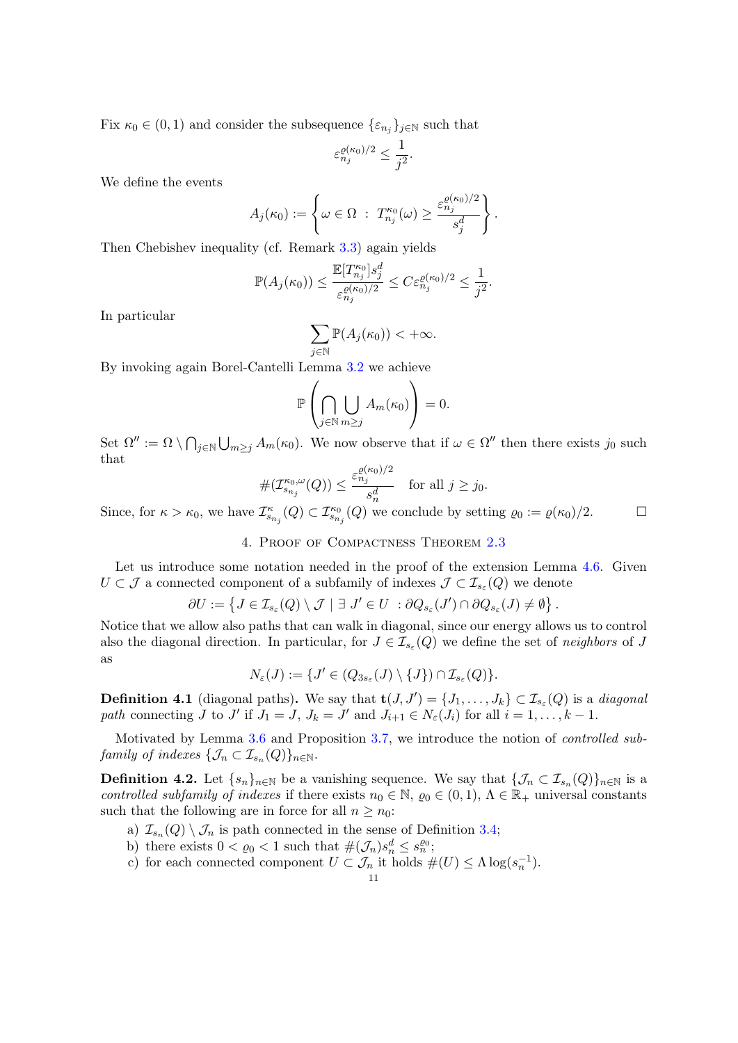Fix $\kappa_0 \in (0,1)$ and consider the subsequence $\{\varepsilon_{n_j}\}_{j\in\mathbb{N}}$ such that

$$\varepsilon_{n_j}^{\varrho(\kappa_0)/2} \le \frac{1}{j^2}.$$

We define the events

$$A_j(\kappa_0) := \left\{ \omega \in \Omega \ : \ T_{n_j}^{\kappa_0}(\omega) \ge \frac{\varepsilon_{n_j}^{\varrho(\kappa_0)/2}}{s_j^d} \right\}.$$

Then Chebishev inequality (cf. Remark 3.3) again yields

$$\mathbb{P}(A_j(\kappa_0)) \le \frac{\mathbb{E}[T_{n_j}^{\kappa_0}] s_j^d}{\varepsilon_{n_j}^{\varrho(\kappa_0)/2}} \le C\varepsilon_{n_j}^{\varrho(\kappa_0)/2} \le \frac{1}{j^2}.$$

In particular

$$\sum_{j\in\mathbb{N}} \mathbb{P}(A_j(\kappa_0)) < +\infty.$$

By invoking again Borel-Cantelli Lemma 3.2 we achieve

$$\mathbb{P}\left( \bigcap_{j\in\mathbb{N}} \bigcup_{m\ge j} A_m(\kappa_0) \right) = 0.$$

Set $\Omega'' := \Omega \setminus \bigcap_{j\in\mathbb{N}} \bigcup_{m\ge j} A_m(\kappa_0)$. We now observe that if $\omega \in \Omega''$ then there exists $j_0$ such that

$$\#(\mathcal{I}_{s_{n_j}}^{\kappa_0,\omega}(Q)) \le \frac{\varepsilon_{n_j}^{\varrho(\kappa_0)/2}}{s_n^d} \quad \text{for all } j \ge j_0.$$

Since, for $\kappa > \kappa_0$, we have $\mathcal{I}_{s_{n_j}}^{\kappa}(Q) \subset \mathcal{I}_{s_{n_j}}^{\kappa_0}(Q)$ we conclude by setting $\varrho_0 := \varrho(\kappa_0)/2$. ☐

## 4. Proof of Compactness Theorem 2.3

Let us introduce some notation needed in the proof of the extension Lemma 4.6. Given $U \subset \mathcal{J}$ a connected component of a subfamily of indexes $\mathcal{J} \subset \mathcal{I}_{s_\varepsilon}(Q)$ we denote

$$\partial U := \left\{ J \in \mathcal{I}_{s_\varepsilon}(Q) \setminus \mathcal{J} \mid \exists\ J' \in U \ : \partial Q_{s_\varepsilon}(J') \cap \partial Q_{s_\varepsilon}(J) \neq \emptyset \right\}.$$

Notice that we allow also paths that can walk in diagonal, since our energy allows us to control also the diagonal direction. In particular, for $J \in \mathcal{I}_{s_\varepsilon}(Q)$ we define the set of *neighbors* of $J$ as

$$N_\varepsilon(J) := \{J' \in (Q_{3s_\varepsilon}(J) \setminus \{J\}) \cap \mathcal{I}_{s_\varepsilon}(Q)\}.$$

**Definition 4.1** (diagonal paths)**.** We say that $\mathbf{t}(J,J') = \{J_1, \dots, J_k\} \subset \mathcal{I}_{s_\varepsilon}(Q)$ is a *diagonal path* connecting $J$ to $J'$ if $J_1 = J$, $J_k = J'$ and $J_{i+1} \in N_\varepsilon(J_i)$ for all $i = 1, \dots, k-1$.

Motivated by Lemma 3.6 and Proposition 3.7, we introduce the notion of *controlled subfamily of indexes* $\{\mathcal{J}_n \subset \mathcal{I}_{s_n}(Q)\}_{n\in\mathbb{N}}$.

**Definition 4.2.** Let $\{s_n\}_{n\in\mathbb{N}}$ be a vanishing sequence. We say that $\{\mathcal{J}_n \subset \mathcal{I}_{s_n}(Q)\}_{n\in\mathbb{N}}$ is a *controlled subfamily of indexes* if there exists $n_0 \in \mathbb{N}$, $\varrho_0 \in (0,1)$, $\Lambda \in \mathbb{R}_+$ universal constants such that the following are in force for all $n \ge n_0$:

a) $\mathcal{I}_{s_n}(Q) \setminus \mathcal{J}_n$ is path connected in the sense of Definition 3.4;
b) there exists $0 < \varrho_0 < 1$ such that $\#(\mathcal{J}_n) s_n^d \le s_n^{\varrho_0}$;
c) for each connected component $U \subset \mathcal{J}_n$ it holds $\#(U) \le \Lambda \log(s_n^{-1})$.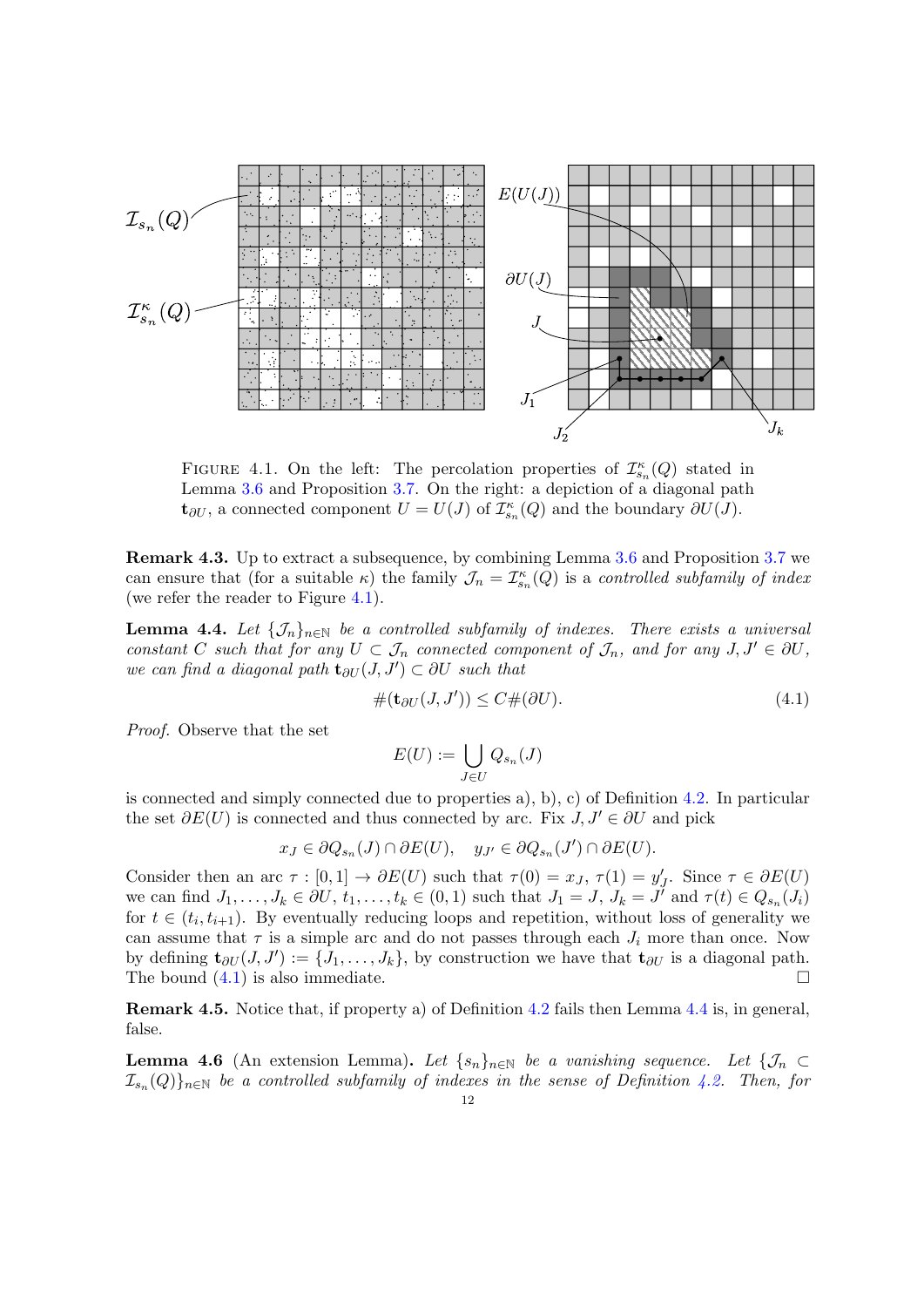FIGURE 4.1. On the left: The percolation properties of $\mathcal{I}^{\kappa}_{s_n}(Q)$ stated in Lemma 3.6 and Proposition 3.7. On the right: a depiction of a diagonal path $\mathbf{t}_{\partial U}$, a connected component $U = U(J)$ of $\mathcal{I}^{\kappa}_{s_n}(Q)$ and the boundary $\partial U(J)$.

**Remark 4.3.** Up to extract a subsequence, by combining Lemma 3.6 and Proposition 3.7 we can ensure that (for a suitable $\kappa$) the family $\mathcal{J}_n = \mathcal{I}^{\kappa}_{s_n}(Q)$ is a *controlled subfamily of index* (we refer the reader to Figure 4.1).

**Lemma 4.4.** *Let $\{\mathcal{J}_n\}_{n\in\mathbb{N}}$ be a controlled subfamily of indexes. There exists a universal constant $C$ such that for any $U \subset \mathcal{J}_n$ connected component of $\mathcal{J}_n$, and for any $J, J' \in \partial U$, we can find a diagonal path $\mathbf{t}_{\partial U}(J, J') \subset \partial U$ such that*

$$\#(\mathbf{t}_{\partial U}(J, J')) \leq C\#(\partial U). \tag{4.1}$$

*Proof.* Observe that the set

$$E(U) := \bigcup_{J\in U} Q_{s_n}(J)$$

is connected and simply connected due to properties a), b), c) of Definition 4.2. In particular the set $\partial E(U)$ is connected and thus connected by arc. Fix $J, J' \in \partial U$ and pick

$$x_J \in \partial Q_{s_n}(J) \cap \partial E(U), \quad y_{J'} \in \partial Q_{s_n}(J') \cap \partial E(U).$$

Consider then an arc $\tau : [0, 1] \to \partial E(U)$ such that $\tau(0) = x_J$, $\tau(1) = y'_J$. Since $\tau \in \partial E(U)$ we can find $J_1, \ldots, J_k \in \partial U$, $t_1, \ldots, t_k \in (0, 1)$ such that $J_1 = J$, $J_k = J'$ and $\tau(t) \in Q_{s_n}(J_i)$ for $t \in (t_i, t_{i+1})$. By eventually reducing loops and repetition, without loss of generality we can assume that $\tau$ is a simple arc and do not passes through each $J_i$ more than once. Now by defining $\mathbf{t}_{\partial U}(J, J') := \{J_1, \ldots, J_k\}$, by construction we have that $\mathbf{t}_{\partial U}$ is a diagonal path. The bound (4.1) is also immediate. $\square$

**Remark 4.5.** Notice that, if property a) of Definition 4.2 fails then Lemma 4.4 is, in general, false.

**Lemma 4.6** (An extension Lemma)**.** *Let $\{s_n\}_{n\in\mathbb{N}}$ be a vanishing sequence. Let $\{\mathcal{J}_n \subset \mathcal{I}_{s_n}(Q)\}_{n\in\mathbb{N}}$ be a controlled subfamily of indexes in the sense of Definition 4.2. Then, for*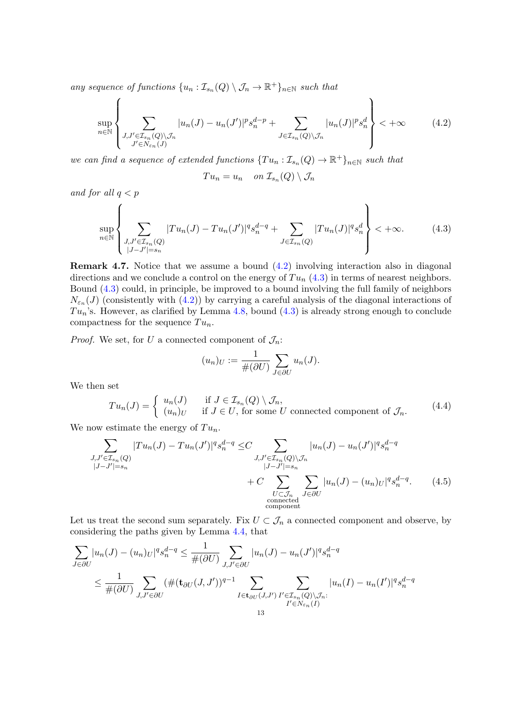*any sequence of functions* $\{u_n : \mathcal{I}_{s_n}(Q) \setminus \mathcal{J}_n \to \mathbb{R}^+\}_{n\in\mathbb{N}}$ *such that*

$$\sup_{n\in\mathbb{N}} \left\{ \sum_{\substack{J,J' \in \mathcal{I}_{s_n}(Q)\setminus\mathcal{J}_n \\ J' \in N_{\varepsilon_n}(J)}} |u_n(J) - u_n(J')|^p s_n^{d-p} + \sum_{J \in \mathcal{I}_{s_n}(Q)\setminus\mathcal{J}_n} |u_n(J)|^p s_n^d \right\} < +\infty \tag{4.2}$$

*we can find a sequence of extended functions* $\{Tu_n : \mathcal{I}_{s_n}(Q) \to \mathbb{R}^+\}_{n\in\mathbb{N}}$ *such that*

$$Tu_n = u_n \quad \text{on } \mathcal{I}_{s_n}(Q) \setminus \mathcal{J}_n$$

*and for all* $q < p$

$$\sup_{n\in\mathbb{N}} \left\{ \sum_{\substack{J,J' \in \mathcal{I}_{s_n}(Q) \\ |J-J'|=s_n}} |Tu_n(J) - Tu_n(J')|^q s_n^{d-q} + \sum_{J \in \mathcal{I}_{s_n}(Q)} |Tu_n(J)|^q s_n^d \right\} < +\infty. \tag{4.3}$$

**Remark 4.7.** Notice that we assume a bound (4.2) involving interaction also in diagonal directions and we conclude a control on the energy of $Tu_n$ (4.3) in terms of nearest neighbors. Bound (4.3) could, in principle, be improved to a bound involving the full family of neighbors $N_{\varepsilon_n}(J)$ (consistently with (4.2)) by carrying a careful analysis of the diagonal interactions of $Tu_n$'s. However, as clarified by Lemma 4.8, bound (4.3) is already strong enough to conclude compactness for the sequence $Tu_n$.

*Proof.* We set, for $U$ a connected component of $\mathcal{J}_n$:

$$(u_n)_U := \frac{1}{\#(\partial U)} \sum_{J \in \partial U} u_n(J).$$

We then set

$$Tu_n(J) = \begin{cases} u_n(J) & \text{if } J \in \mathcal{I}_{s_n}(Q) \setminus \mathcal{J}_n, \\ (u_n)_U & \text{if } J \in U, \text{ for some } U \text{ connected component of } \mathcal{J}_n. \end{cases} \tag{4.4}$$

We now estimate the energy of $Tu_n$.

$$\begin{aligned} \sum_{\substack{J,J' \in \mathcal{I}_{s_n}(Q) \\ |J-J'|=s_n}} |Tu_n(J) - Tu_n(J')|^q s_n^{d-q} \leq & C \sum_{\substack{J,J' \in \mathcal{I}_{s_n}(Q)\setminus\mathcal{J}_n \\ |J-J'|=s_n}} |u_n(J) - u_n(J')|^q s_n^{d-q} \\ & + C \sum_{\substack{U \subset \mathcal{J}_n \\ \text{connected} \\ \text{component}}} \sum_{J \in \partial U} |u_n(J) - (u_n)_U|^q s_n^{d-q}. \end{aligned} \tag{4.5}$$

Let us treat the second sum separately. Fix $U \subset \mathcal{J}_n$ a connected component and observe, by considering the paths given by Lemma 4.4, that

$$\begin{aligned} \sum_{J \in \partial U} |u_n(J) - (u_n)_U|^q s_n^{d-q} &\leq \frac{1}{\#(\partial U)} \sum_{J,J' \in \partial U} |u_n(J) - u_n(J')|^q s_n^{d-q} \\ &\leq \frac{1}{\#(\partial U)} \sum_{J,J' \in \partial U} (\#(\mathbf{t}_{\partial U}(J,J'))^{q-1} \sum_{I \in \mathbf{t}_{\partial U}(J,J')} \sum_{\substack{I' \in \mathcal{I}_{s_n}(Q)\setminus\mathcal{J}_n: \\ I' \in N_{\varepsilon_n}(I)}} |u_n(I) - u_n(I')|^q s_n^{d-q} \end{aligned}$$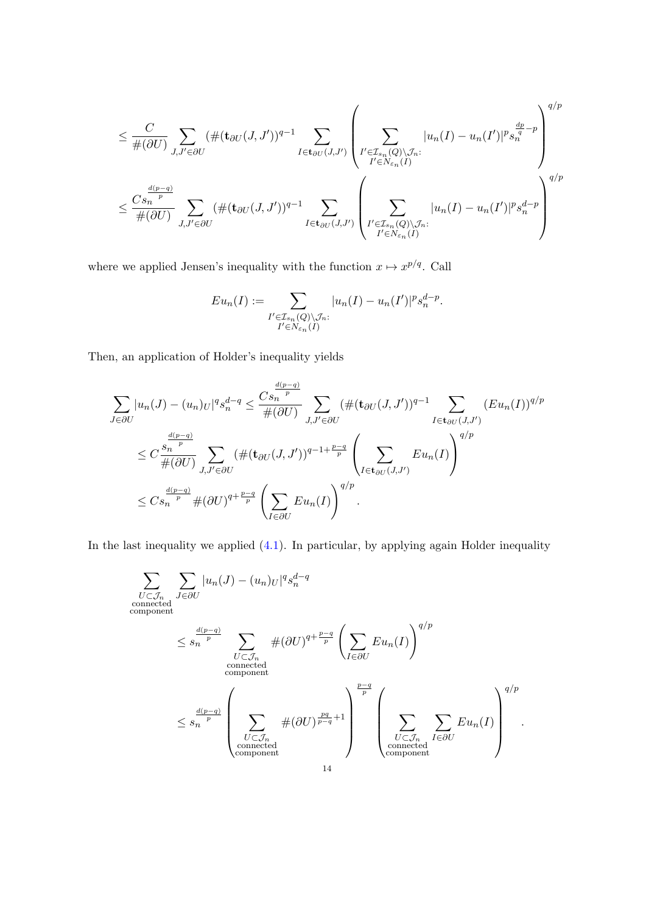$$
\leq \frac{C}{\#(\partial U)} \sum_{J,J' \in \partial U} (\#(\mathbf{t}_{\partial U}(J,J'))^{q-1} \sum_{I \in \mathbf{t}_{\partial U}(J,J')} \left( \sum_{\substack{I' \in \mathcal{I}_{s_n}(Q) \setminus \mathcal{J}_n: \\ I' \in N_{\varepsilon_n}(I)}} |u_n(I) - u_n(I')|^p s_n^{\frac{dp}{q} - p} \right)^{q/p}
$$

$$
\leq \frac{C s_n^{\frac{d(p-q)}{p}}}{\#(\partial U)} \sum_{J,J' \in \partial U} (\#(\mathbf{t}_{\partial U}(J,J'))^{q-1} \sum_{I \in \mathbf{t}_{\partial U}(J,J')} \left( \sum_{\substack{I' \in \mathcal{I}_{s_n}(Q) \setminus \mathcal{J}_n: \\ I' \in N_{\varepsilon_n}(I)}} |u_n(I) - u_n(I')|^p s_n^{d-p} \right)^{q/p}
$$

where we applied Jensen's inequality with the function $x \mapsto x^{p/q}$. Call

$$
Eu_n(I) := \sum_{\substack{I' \in \mathcal{I}_{s_n}(Q) \setminus \mathcal{J}_n: \\ I' \in N_{\varepsilon_n}(I)}} |u_n(I) - u_n(I')|^p s_n^{d-p}.
$$

Then, an application of Holder's inequality yields

$$
\begin{aligned}
\sum_{J \in \partial U} |u_n(J) - (u_n)_U|^q s_n^{d-q} &\leq \frac{C s_n^{\frac{d(p-q)}{p}}}{\#(\partial U)} \sum_{J,J' \in \partial U} (\#(\mathbf{t}_{\partial U}(J,J'))^{q-1} \sum_{I \in \mathbf{t}_{\partial U}(J,J')} (Eu_n(I))^{q/p} \\
&\leq C \frac{s_n^{\frac{d(p-q)}{p}}}{\#(\partial U)} \sum_{J,J' \in \partial U} (\#(\mathbf{t}_{\partial U}(J,J'))^{q-1+\frac{p-q}{p}} \left( \sum_{I \in \mathbf{t}_{\partial U}(J,J')} Eu_n(I) \right)^{q/p} \\
&\leq C s_n^{\frac{d(p-q)}{p}} \#(\partial U)^{q+\frac{p-q}{p}} \left( \sum_{I \in \partial U} Eu_n(I) \right)^{q/p}.
\end{aligned}
$$

In the last inequality we applied (4.1). In particular, by applying again Holder inequality

$$
\begin{aligned}
&\sum_{\substack{U \subset \mathcal{J}_n \\ \text{connected} \\ \text{component}}} \sum_{J \in \partial U} |u_n(J) - (u_n)_U|^q s_n^{d-q} \\
&\qquad \leq s_n^{\frac{d(p-q)}{p}} \sum_{\substack{U \subset \mathcal{J}_n \\ \text{connected} \\ \text{component}}} \#(\partial U)^{q+\frac{p-q}{p}} \left( \sum_{I \in \partial U} Eu_n(I) \right)^{q/p} \\
&\qquad \leq s_n^{\frac{d(p-q)}{p}} \left( \sum_{\substack{U \subset \mathcal{J}_n \\ \text{connected} \\ \text{component}}} \#(\partial U)^{\frac{pq}{p-q}+1} \right)^{\frac{p-q}{p}} \left( \sum_{\substack{U \subset \mathcal{J}_n \\ \text{connected} \\ \text{component}}} \sum_{I \in \partial U} Eu_n(I) \right)^{q/p}.
\end{aligned}
$$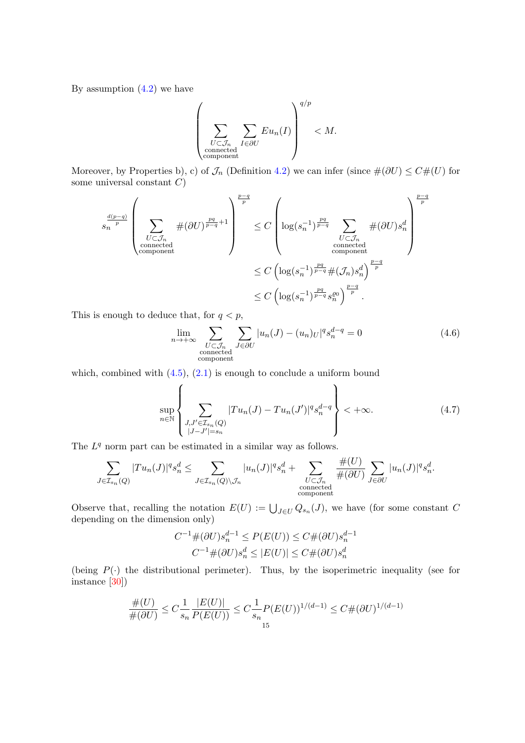By assumption (4.2) we have

$$\left(\sum_{\substack{U\subset\mathcal{J}_n\\ \text{connected}\\ \text{component}}}\sum_{I\in\partial U} Eu_n(I)\right)^{q/p} < M.$$

Moreover, by Properties b), c) of $\mathcal{J}_n$ (Definition 4.2) we can infer (since $\#(\partial U)\le C\#(U)$ for some universal constant $C$)

$$\begin{aligned}
s_n^{\frac{d(p-q)}{p}}\left(\sum_{\substack{U\subset\mathcal{J}_n\\ \text{connected}\\ \text{component}}}\#(\partial U)^{\frac{pq}{p-q}+1}\right)^{\frac{p-q}{p}} &\le C\left(\log(s_n^{-1})^{\frac{pq}{p-q}}\sum_{\substack{U\subset\mathcal{J}_n\\ \text{connected}\\ \text{component}}}\#(\partial U)s_n^d\right)^{\frac{p-q}{p}}\\
&\le C\left(\log(s_n^{-1})^{\frac{pq}{p-q}}\#(\mathcal{J}_n)s_n^d\right)^{\frac{p-q}{p}}\\
&\le C\left(\log(s_n^{-1})^{\frac{pq}{p-q}}s_n^{\varrho_0}\right)^{\frac{p-q}{p}}.
\end{aligned}$$

This is enough to deduce that, for $q<p$,

$$\lim_{n\to+\infty}\sum_{\substack{U\subset\mathcal{J}_n\\ \text{connected}\\ \text{component}}}\sum_{J\in\partial U}|u_n(J)-(u_n)_U|^q s_n^{d-q}=0 \tag{4.6}$$

which, combined with (4.5), (2.1) is enough to conclude a uniform bound

$$\sup_{n\in\mathbb{N}}\left\{\sum_{\substack{J,J'\in\mathcal{I}_{s_n}(Q)\\ |J-J'|=s_n}}|Tu_n(J)-Tu_n(J')|^q s_n^{d-q}\right\}<+\infty. \tag{4.7}$$

The $L^q$ norm part can be estimated in a similar way as follows.

$$\sum_{J\in\mathcal{I}_{s_n}(Q)}|Tu_n(J)|^q s_n^d\le\sum_{J\in\mathcal{I}_{s_n}(Q)\setminus\mathcal{J}_n}|u_n(J)|^q s_n^d+\sum_{\substack{U\subset\mathcal{J}_n\\ \text{connected}\\ \text{component}}}\frac{\#(U)}{\#(\partial U)}\sum_{J\in\partial U}|u_n(J)|^q s_n^d.$$

Observe that, recalling the notation $E(U):=\bigcup_{J\in U}Q_{s_n}(J)$, we have (for some constant $C$ depending on the dimension only)

$$\begin{aligned}
C^{-1}\#(\partial U)s_n^{d-1}\le P(E(U))\le C\#(\partial U)s_n^{d-1}\\
C^{-1}\#(\partial U)s_n^{d}\le |E(U)|\le C\#(\partial U)s_n^{d}
\end{aligned}$$

(being $P(\cdot)$ the distributional perimeter). Thus, by the isoperimetric inequality (see for instance [30])

$$\frac{\#(U)}{\#(\partial U)}\le C\frac{1}{s_n}\frac{|E(U)|}{P(E(U))}\le C\frac{1}{s_n}P(E(U))^{1/(d-1)}\le C\#(\partial U)^{1/(d-1)}$$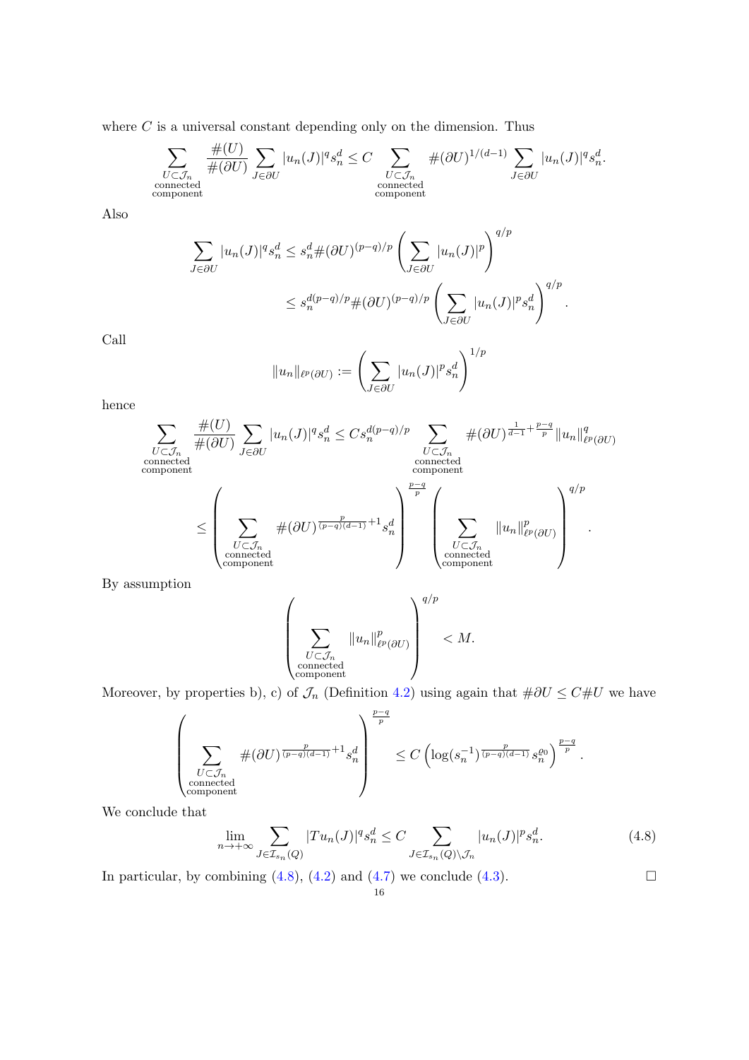where $C$ is a universal constant depending only on the dimension. Thus

$$\sum_{\substack{U\subset\mathcal{J}_n\\ \text{connected}\\ \text{component}}} \frac{\#(U)}{\#(\partial U)} \sum_{J\in\partial U} |u_n(J)|^q s_n^d \le C \sum_{\substack{U\subset\mathcal{J}_n\\ \text{connected}\\ \text{component}}} \#(\partial U)^{1/(d-1)} \sum_{J\in\partial U} |u_n(J)|^q s_n^d.$$

Also

$$\sum_{J\in\partial U} |u_n(J)|^q s_n^d \le s_n^d \#(\partial U)^{(p-q)/p} \left(\sum_{J\in\partial U} |u_n(J)|^p\right)^{q/p}$$
$$\le s_n^{d(p-q)/p} \#(\partial U)^{(p-q)/p} \left(\sum_{J\in\partial U} |u_n(J)|^p s_n^d\right)^{q/p}.$$

Call

$$\|u_n\|_{\ell^p(\partial U)} := \left(\sum_{J\in\partial U} |u_n(J)|^p s_n^d\right)^{1/p}$$

hence

$$\sum_{\substack{U\subset\mathcal{J}_n\\ \text{connected}\\ \text{component}}} \frac{\#(U)}{\#(\partial U)} \sum_{J\in\partial U} |u_n(J)|^q s_n^d \le C s_n^{d(p-q)/p} \sum_{\substack{U\subset\mathcal{J}_n\\ \text{connected}\\ \text{component}}} \#(\partial U)^{\frac{1}{d-1}+\frac{p-q}{p}} \|u_n\|_{\ell^p(\partial U)}^q$$
$$\le \left(\sum_{\substack{U\subset\mathcal{J}_n\\ \text{connected}\\ \text{component}}} \#(\partial U)^{\frac{p}{(p-q)(d-1)}+1} s_n^d\right)^{\frac{p-q}{p}} \left(\sum_{\substack{U\subset\mathcal{J}_n\\ \text{connected}\\ \text{component}}} \|u_n\|_{\ell^p(\partial U)}^p\right)^{q/p}.$$

By assumption

$$\left(\sum_{\substack{U\subset\mathcal{J}_n\\ \text{connected}\\ \text{component}}} \|u_n\|_{\ell^p(\partial U)}^p\right)^{q/p} < M.$$

Moreover, by properties b), c) of $\mathcal{J}_n$ (Definition 4.2) using again that $\#\partial U \le C\#U$ we have

$$\left(\sum_{\substack{U\subset\mathcal{J}_n\\ \text{connected}\\ \text{component}}} \#(\partial U)^{\frac{p}{(p-q)(d-1)}+1} s_n^d\right)^{\frac{p-q}{p}} \le C\left(\log(s_n^{-1})^{\frac{p}{(p-q)(d-1)}} s_n^{\varrho_0}\right)^{\frac{p-q}{p}}.$$

We conclude that

$$\lim_{n\to+\infty} \sum_{J\in\mathcal{I}_{s_n}(Q)} |Tu_n(J)|^q s_n^d \le C \sum_{J\in\mathcal{I}_{s_n}(Q)\setminus\mathcal{J}_n} |u_n(J)|^p s_n^d. \tag{4.8}$$

In particular, by combining (4.8), (4.2) and (4.7) we conclude (4.3). $\square$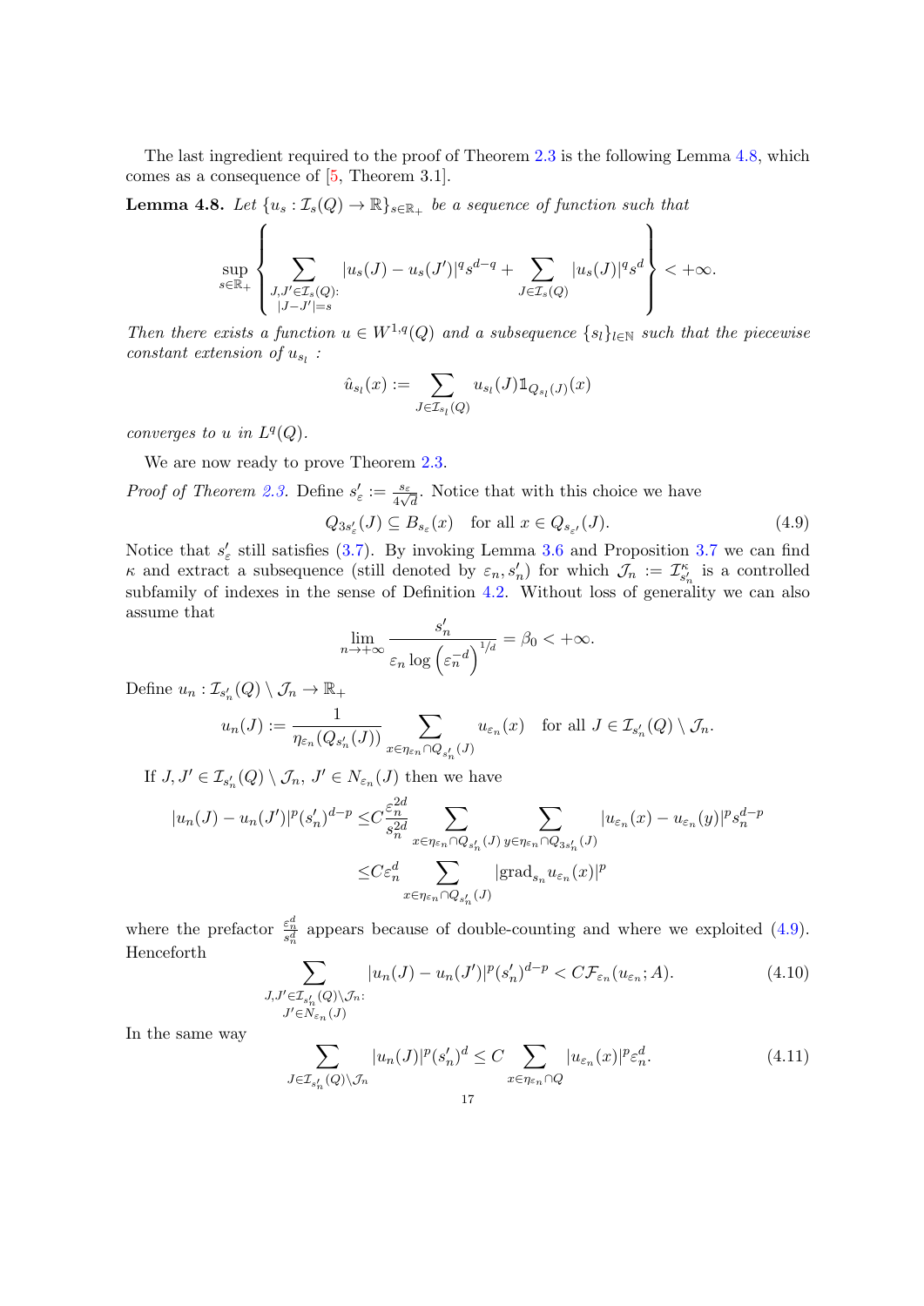The last ingredient required to the proof of Theorem 2.3 is the following Lemma 4.8, which comes as a consequence of [5, Theorem 3.1].

**Lemma 4.8.** *Let $\{u_s : \mathcal{I}_s(Q) \to \mathbb{R}\}_{s\in\mathbb{R}_+}$ be a sequence of function such that*

$$\sup_{s\in\mathbb{R}_+}\left\{\sum_{\substack{J,J'\in\mathcal{I}_s(Q):\\|J-J'|=s}}|u_s(J)-u_s(J')|^q s^{d-q}+\sum_{J\in\mathcal{I}_s(Q)}|u_s(J)|^q s^d\right\}<+\infty.$$

*Then there exists a function $u\in W^{1,q}(Q)$ and a subsequence $\{s_l\}_{l\in\mathbb{N}}$ such that the piecewise constant extension of $u_{s_l}$ :*

$$\hat{u}_{s_l}(x) := \sum_{J\in\mathcal{I}_{s_l}(Q)} u_{s_l}(J)\mathbb{1}_{Q_{s_l}(J)}(x)$$

*converges to $u$ in $L^q(Q)$.*

We are now ready to prove Theorem 2.3.

*Proof of Theorem 2.3.* Define $s'_\varepsilon := \frac{s_\varepsilon}{4\sqrt{d}}$. Notice that with this choice we have

$$Q_{3s'_\varepsilon}(J)\subseteq B_{s_\varepsilon}(x)\quad\text{for all } x\in Q_{s_{\varepsilon'}}(J). \tag{4.9}$$

Notice that $s'_\varepsilon$ still satisfies (3.7). By invoking Lemma 3.6 and Proposition 3.7 we can find $\kappa$ and extract a subsequence (still denoted by $\varepsilon_n, s'_n$) for which $\mathcal{J}_n := \mathcal{I}^\kappa_{s'_n}$ is a controlled subfamily of indexes in the sense of Definition 4.2. Without loss of generality we can also assume that

$$\lim_{n\to+\infty}\frac{s'_n}{\varepsilon_n\log\left(\varepsilon_n^{-d}\right)^{1/d}}=\beta_0<+\infty.$$

Define $u_n : \mathcal{I}_{s'_n}(Q)\setminus\mathcal{J}_n\to\mathbb{R}_+$

$$u_n(J) := \frac{1}{\eta_{\varepsilon_n}(Q_{s'_n}(J))}\sum_{x\in\eta_{\varepsilon_n}\cap Q_{s'_n}(J)}u_{\varepsilon_n}(x)\quad\text{for all } J\in\mathcal{I}_{s'_n}(Q)\setminus\mathcal{J}_n.$$

If $J,J'\in\mathcal{I}_{s'_n}(Q)\setminus\mathcal{J}_n$, $J'\in N_{\varepsilon_n}(J)$ then we have

$$\begin{aligned}|u_n(J)-u_n(J')|^p(s'_n)^{d-p}\leq& C\frac{\varepsilon_n^{2d}}{s_n^{2d}}\sum_{x\in\eta_{\varepsilon_n}\cap Q_{s'_n}(J)}\ \sum_{y\in\eta_{\varepsilon_n}\cap Q_{3s'_n}(J)}|u_{\varepsilon_n}(x)-u_{\varepsilon_n}(y)|^p s_n^{d-p}\\ \leq& C\varepsilon_n^d\sum_{x\in\eta_{\varepsilon_n}\cap Q_{s'_n}(J)}|\mathrm{grad}_{s_n}u_{\varepsilon_n}(x)|^p\end{aligned}$$

where the prefactor $\frac{\varepsilon_n^d}{s_n^d}$ appears because of double-counting and where we exploited (4.9). Henceforth

$$\sum_{\substack{J,J'\in\mathcal{I}_{s'_n}(Q)\setminus\mathcal{J}_n:\\J'\in N_{\varepsilon_n}(J)}}|u_n(J)-u_n(J')|^p(s'_n)^{d-p}<C\mathcal{F}_{\varepsilon_n}(u_{\varepsilon_n};A). \tag{4.10}$$

In the same way

$$\sum_{J\in\mathcal{I}_{s'_n}(Q)\setminus\mathcal{J}_n}|u_n(J)|^p(s'_n)^d\leq C\sum_{x\in\eta_{\varepsilon_n}\cap Q}|u_{\varepsilon_n}(x)|^p\varepsilon_n^d. \tag{4.11}$$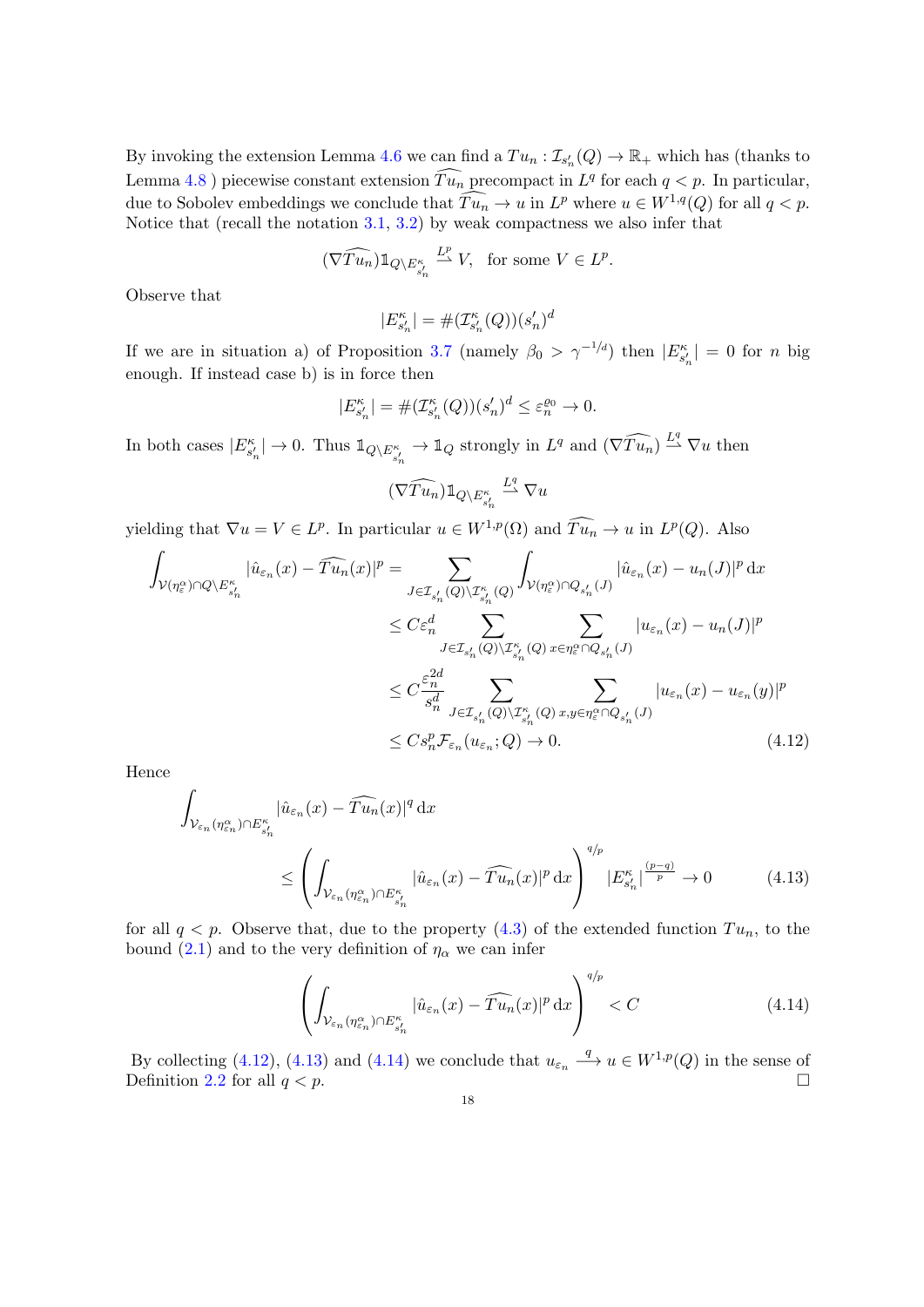By invoking the extension Lemma 4.6 we can find a $Tu_n : \mathcal{I}_{s_n'}(Q) \to \mathbb{R}_+$ which has (thanks to Lemma 4.8 ) piecewise constant extension $\widehat{Tu_n}$ precompact in $L^q$ for each $q < p$. In particular, due to Sobolev embeddings we conclude that $\widehat{Tu_n} \to u$ in $L^p$ where $u \in W^{1,q}(Q)$ for all $q < p$. Notice that (recall the notation 3.1, 3.2) by weak compactness we also infer that

$$
(\nabla \widehat{Tu_n}) \mathbb{1}_{Q \setminus E^{\kappa}_{s_n'}} \overset{L^p}{\rightharpoonup} V, \quad \text{for some } V \in L^p.
$$

Observe that

$$
|E^{\kappa}_{s_n'}| = \#(\mathcal{I}^{\kappa}_{s_n'}(Q))(s_n')^d
$$

If we are in situation a) of Proposition 3.7 (namely $\beta_0 > \gamma^{-1/d}$) then $|E^{\kappa}_{s_n'}| = 0$ for $n$ big enough. If instead case b) is in force then

$$
|E^{\kappa}_{s_n'}| = \#(\mathcal{I}^{\kappa}_{s_n'}(Q))(s_n')^d \leq \varepsilon_n^{\varrho_0} \to 0.
$$

In both cases $|E^{\kappa}_{s_n'}| \to 0$. Thus $\mathbb{1}_{Q \setminus E^{\kappa}_{s_n'}} \to \mathbb{1}_Q$ strongly in $L^q$ and $(\nabla \widehat{Tu_n}) \overset{L^q}{\rightharpoonup} \nabla u$ then

$$
(\nabla \widehat{Tu_n}) \mathbb{1}_{Q \setminus E^{\kappa}_{s_n'}} \overset{L^q}{\rightharpoonup} \nabla u
$$

yielding that $\nabla u = V \in L^p$. In particular $u \in W^{1,p}(\Omega)$ and $\widehat{Tu_n} \to u$ in $L^p(Q)$. Also

$$
\begin{aligned}
\int_{\mathcal{V}(\eta_\varepsilon^\alpha) \cap Q \setminus E^{\kappa}_{s_n'}} |\hat{u}_{\varepsilon_n}(x) - \widehat{Tu_n}(x)|^p &= \sum_{J \in \mathcal{I}_{s_n'}(Q) \setminus \mathcal{I}^{\kappa}_{s_n'}(Q)} \int_{\mathcal{V}(\eta_\varepsilon^\alpha) \cap Q_{s_n'}(J)} |\hat{u}_{\varepsilon_n}(x) - u_n(J)|^p \, \mathrm{d}x \\
&\leq C \varepsilon_n^d \sum_{J \in \mathcal{I}_{s_n'}(Q) \setminus \mathcal{I}^{\kappa}_{s_n'}(Q)} \sum_{x \in \eta_\varepsilon^\alpha \cap Q_{s_n'}(J)} |u_{\varepsilon_n}(x) - u_n(J)|^p \\
&\leq C \frac{\varepsilon_n^{2d}}{s_n^d} \sum_{J \in \mathcal{I}_{s_n'}(Q) \setminus \mathcal{I}^{\kappa}_{s_n'}(Q)} \sum_{x,y \in \eta_\varepsilon^\alpha \cap Q_{s_n'}(J)} |u_{\varepsilon_n}(x) - u_{\varepsilon_n}(y)|^p \\
&\leq C s_n^p \mathcal{F}_{\varepsilon_n}(u_{\varepsilon_n}; Q) \to 0.
\end{aligned} \tag{4.12}
$$

Hence

$$
\begin{aligned}
&\int_{\mathcal{V}_{\varepsilon_n}(\eta^\alpha_{\varepsilon_n}) \cap E^{\kappa}_{s_n'}} |\hat{u}_{\varepsilon_n}(x) - \widehat{Tu_n}(x)|^q \, \mathrm{d}x \\
&\qquad \leq \left( \int_{\mathcal{V}_{\varepsilon_n}(\eta^\alpha_{\varepsilon_n}) \cap E^{\kappa}_{s_n'}} |\hat{u}_{\varepsilon_n}(x) - \widehat{Tu_n}(x)|^p \, \mathrm{d}x \right)^{q/p} |E^{\kappa}_{s_n'}|^{\frac{(p-q)}{p}} \to 0
\end{aligned} \tag{4.13}
$$

for all $q < p$. Observe that, due to the property (4.3) of the extended function $Tu_n$, to the bound (2.1) and to the very definition of $\eta_\alpha$ we can infer

$$
\left( \int_{\mathcal{V}_{\varepsilon_n}(\eta^\alpha_{\varepsilon_n}) \cap E^{\kappa}_{s_n'}} |\hat{u}_{\varepsilon_n}(x) - \widehat{Tu_n}(x)|^p \, \mathrm{d}x \right)^{q/p} < C \tag{4.14}
$$

By collecting (4.12), (4.13) and (4.14) we conclude that $u_{\varepsilon_n} \overset{q}{\longrightarrow} u \in W^{1,p}(Q)$ in the sense of Definition 2.2 for all $q < p$. $\square$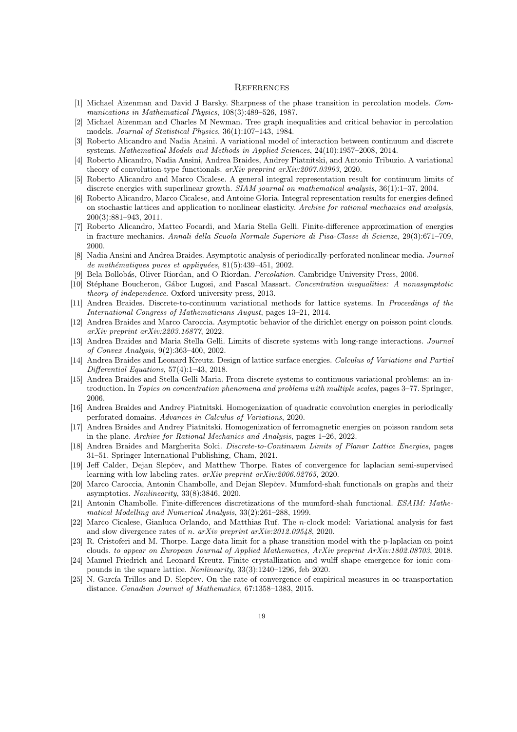## References

[1] Michael Aizenman and David J Barsky. Sharpness of the phase transition in percolation models. *Communications in Mathematical Physics*, 108(3):489–526, 1987.

[2] Michael Aizenman and Charles M Newman. Tree graph inequalities and critical behavior in percolation models. *Journal of Statistical Physics*, 36(1):107–143, 1984.

[3] Roberto Alicandro and Nadia Ansini. A variational model of interaction between continuum and discrete systems. *Mathematical Models and Methods in Applied Sciences*, 24(10):1957–2008, 2014.

[4] Roberto Alicandro, Nadia Ansini, Andrea Braides, Andrey Piatnitski, and Antonio Tribuzio. A variational theory of convolution-type functionals. *arXiv preprint arXiv:2007.03993*, 2020.

[5] Roberto Alicandro and Marco Cicalese. A general integral representation result for continuum limits of discrete energies with superlinear growth. *SIAM journal on mathematical analysis*, 36(1):1–37, 2004.

[6] Roberto Alicandro, Marco Cicalese, and Antoine Gloria. Integral representation results for energies defined on stochastic lattices and application to nonlinear elasticity. *Archive for rational mechanics and analysis*, 200(3):881–943, 2011.

[7] Roberto Alicandro, Matteo Focardi, and Maria Stella Gelli. Finite-difference approximation of energies in fracture mechanics. *Annali della Scuola Normale Superiore di Pisa-Classe di Scienze*, 29(3):671–709, 2000.

[8] Nadia Ansini and Andrea Braides. Asymptotic analysis of periodically-perforated nonlinear media. *Journal de mathématiques pures et appliquées*, 81(5):439–451, 2002.

[9] Bela Bollobás, Oliver Riordan, and O Riordan. *Percolation*. Cambridge University Press, 2006.

[10] Stéphane Boucheron, Gábor Lugosi, and Pascal Massart. *Concentration inequalities: A nonasymptotic theory of independence*. Oxford university press, 2013.

[11] Andrea Braides. Discrete-to-continuum variational methods for lattice systems. In *Proceedings of the International Congress of Mathematicians August*, pages 13–21, 2014.

[12] Andrea Braides and Marco Caroccia. Asymptotic behavior of the dirichlet energy on poisson point clouds. *arXiv preprint arXiv:2203.16877*, 2022.

[13] Andrea Braides and Maria Stella Gelli. Limits of discrete systems with long-range interactions. *Journal of Convex Analysis*, 9(2):363–400, 2002.

[14] Andrea Braides and Leonard Kreutz. Design of lattice surface energies. *Calculus of Variations and Partial Differential Equations*, 57(4):1–43, 2018.

[15] Andrea Braides and Stella Gelli Maria. From discrete systems to continuous variational problems: an introduction. In *Topics on concentration phenomena and problems with multiple scales*, pages 3–77. Springer, 2006.

[16] Andrea Braides and Andrey Piatnitski. Homogenization of quadratic convolution energies in periodically perforated domains. *Advances in Calculus of Variations*, 2020.

[17] Andrea Braides and Andrey Piatnitski. Homogenization of ferromagnetic energies on poisson random sets in the plane. *Archive for Rational Mechanics and Analysis*, pages 1–26, 2022.

[18] Andrea Braides and Margherita Solci. *Discrete-to-Continuum Limits of Planar Lattice Energies*, pages 31–51. Springer International Publishing, Cham, 2021.

[19] Jeff Calder, Dejan Slepčev, and Matthew Thorpe. Rates of convergence for laplacian semi-supervised learning with low labeling rates. *arXiv preprint arXiv:2006.02765*, 2020.

[20] Marco Caroccia, Antonin Chambolle, and Dejan Slepčev. Mumford-shah functionals on graphs and their asymptotics. *Nonlinearity*, 33(8):3846, 2020.

[21] Antonin Chambolle. Finite-differences discretizations of the mumford-shah functional. *ESAIM: Mathematical Modelling and Numerical Analysis*, 33(2):261–288, 1999.

[22] Marco Cicalese, Gianluca Orlando, and Matthias Ruf. The $n$-clock model: Variational analysis for fast and slow divergence rates of $n$. *arXiv preprint arXiv:2012.09548*, 2020.

[23] R. Cristoferi and M. Thorpe. Large data limit for a phase transition model with the p-laplacian on point clouds. *to appear on European Journal of Applied Mathematics, ArXiv preprint ArXiv:1802.08703*, 2018.

[24] Manuel Friedrich and Leonard Kreutz. Finite crystallization and wulff shape emergence for ionic compounds in the square lattice. *Nonlinearity*, 33(3):1240–1296, feb 2020.

[25] N. García Trillos and D. Slepčev. On the rate of convergence of empirical measures in $\infty$-transportation distance. *Canadian Journal of Mathematics*, 67:1358–1383, 2015.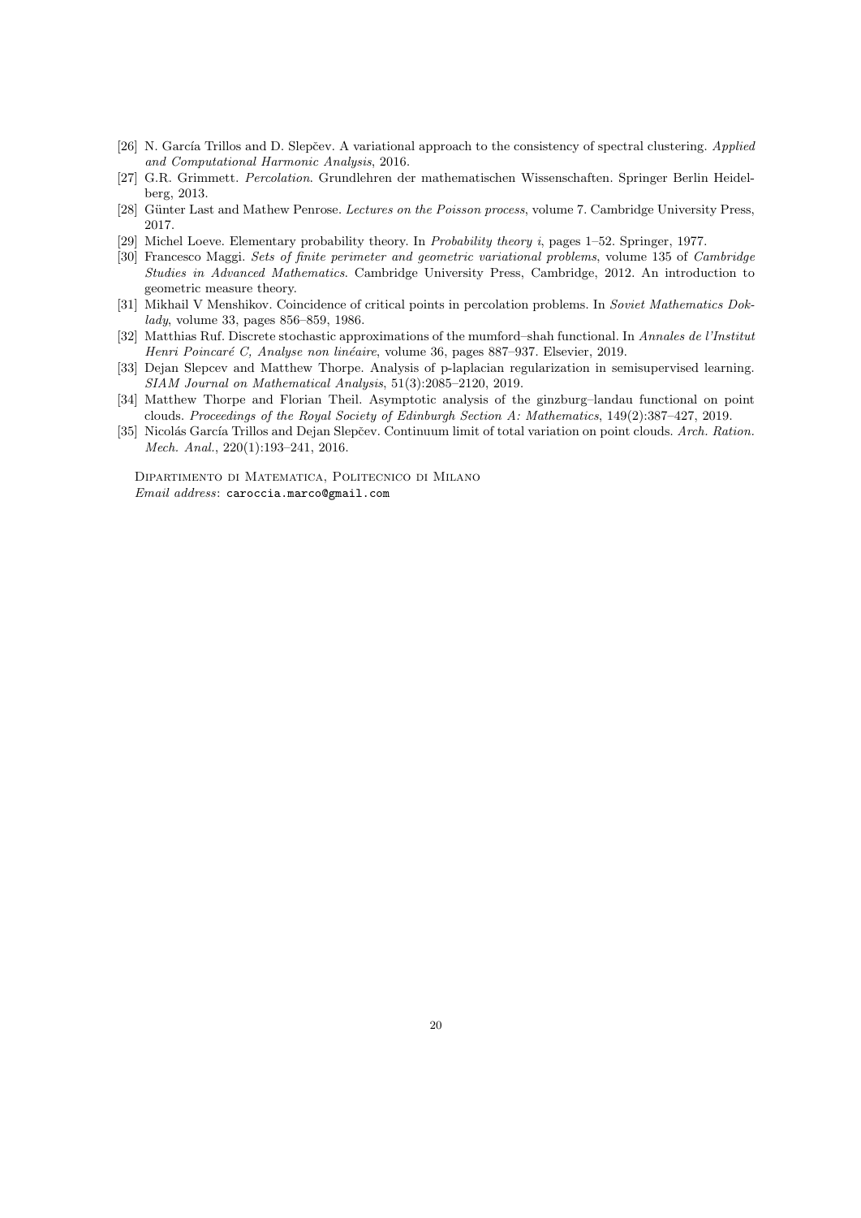[26] N. García Trillos and D. Slepčev. A variational approach to the consistency of spectral clustering. *Applied and Computational Harmonic Analysis*, 2016.

[27] G.R. Grimmett. *Percolation*. Grundlehren der mathematischen Wissenschaften. Springer Berlin Heidelberg, 2013.

[28] Günter Last and Mathew Penrose. *Lectures on the Poisson process*, volume 7. Cambridge University Press, 2017.

[29] Michel Loeve. Elementary probability theory. In *Probability theory i*, pages 1–52. Springer, 1977.

[30] Francesco Maggi. *Sets of finite perimeter and geometric variational problems*, volume 135 of *Cambridge Studies in Advanced Mathematics*. Cambridge University Press, Cambridge, 2012. An introduction to geometric measure theory.

[31] Mikhail V Menshikov. Coincidence of critical points in percolation problems. In *Soviet Mathematics Doklady*, volume 33, pages 856–859, 1986.

[32] Matthias Ruf. Discrete stochastic approximations of the mumford–shah functional. In *Annales de l'Institut Henri Poincaré C, Analyse non linéaire*, volume 36, pages 887–937. Elsevier, 2019.

[33] Dejan Slepcev and Matthew Thorpe. Analysis of p-laplacian regularization in semisupervised learning. *SIAM Journal on Mathematical Analysis*, 51(3):2085–2120, 2019.

[34] Matthew Thorpe and Florian Theil. Asymptotic analysis of the ginzburg–landau functional on point clouds. *Proceedings of the Royal Society of Edinburgh Section A: Mathematics*, 149(2):387–427, 2019.

[35] Nicolás García Trillos and Dejan Slepčev. Continuum limit of total variation on point clouds. *Arch. Ration. Mech. Anal.*, 220(1):193–241, 2016.

Dipartimento di Matematica, Politecnico di Milano
*Email address*: `caroccia.marco@gmail.com`